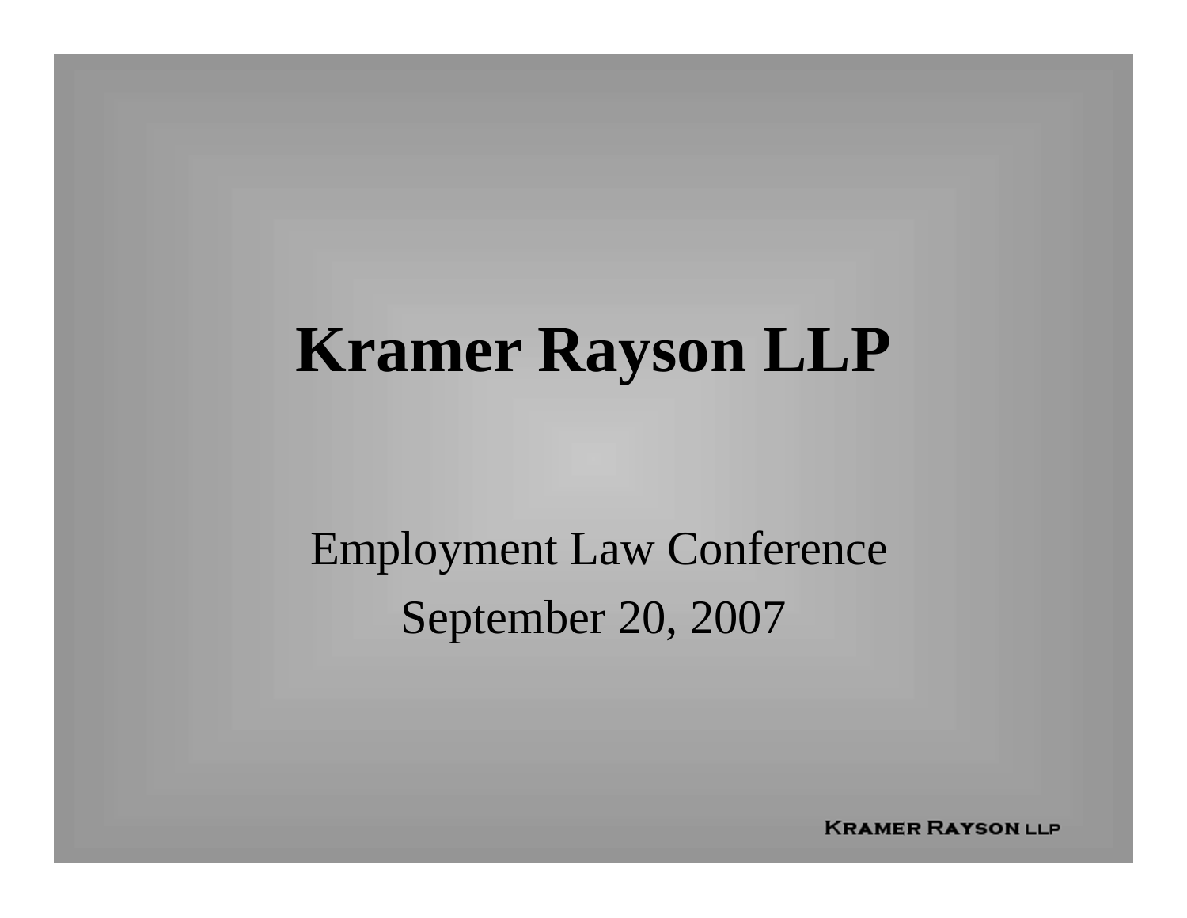# Kramer Rayson LLP

Employment Law Conference

September 20, 2007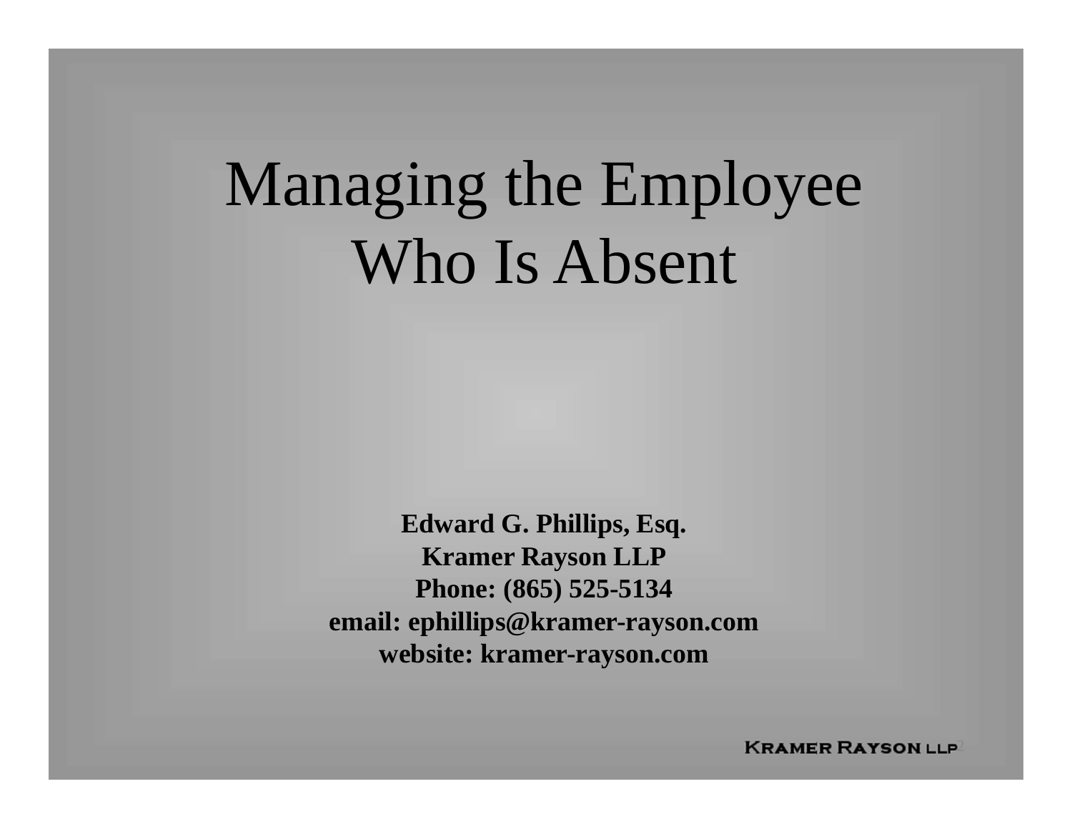# Managing the Employee Who Is Absent

**Edward G. Phillips, Esq.**
**Kramer Rayson LLP**
**Phone: (865) 525-5134**
**email: ephillips@kramer-rayson.com**
**website: kramer-rayson.com**

KRAMER RAYSON LLP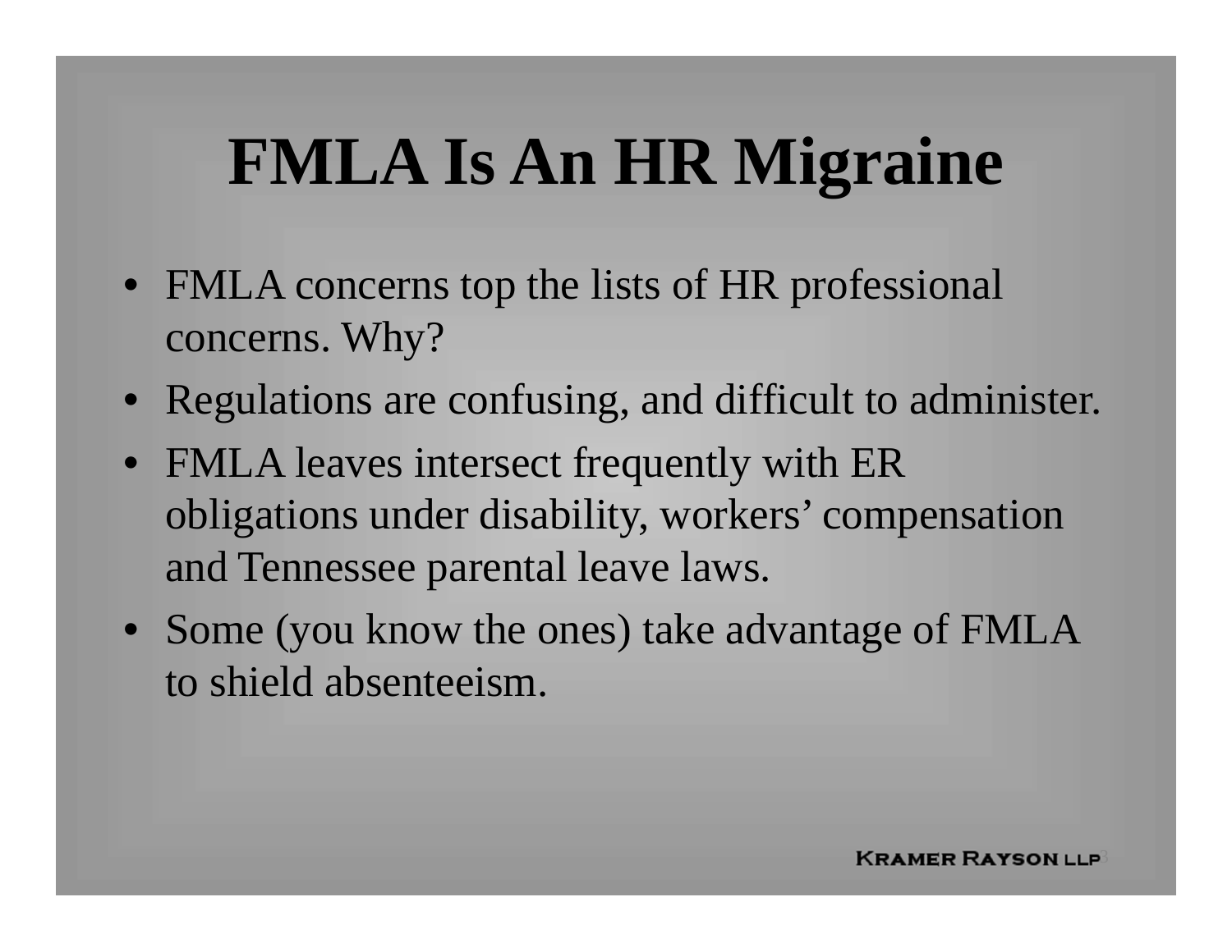# FMLA Is An HR Migraine

- FMLA concerns top the lists of HR professional concerns. Why?
- Regulations are confusing, and difficult to administer.
- FMLA leaves intersect frequently with ER obligations under disability, workers' compensation and Tennessee parental leave laws.
- Some (you know the ones) take advantage of FMLA to shield absenteeism.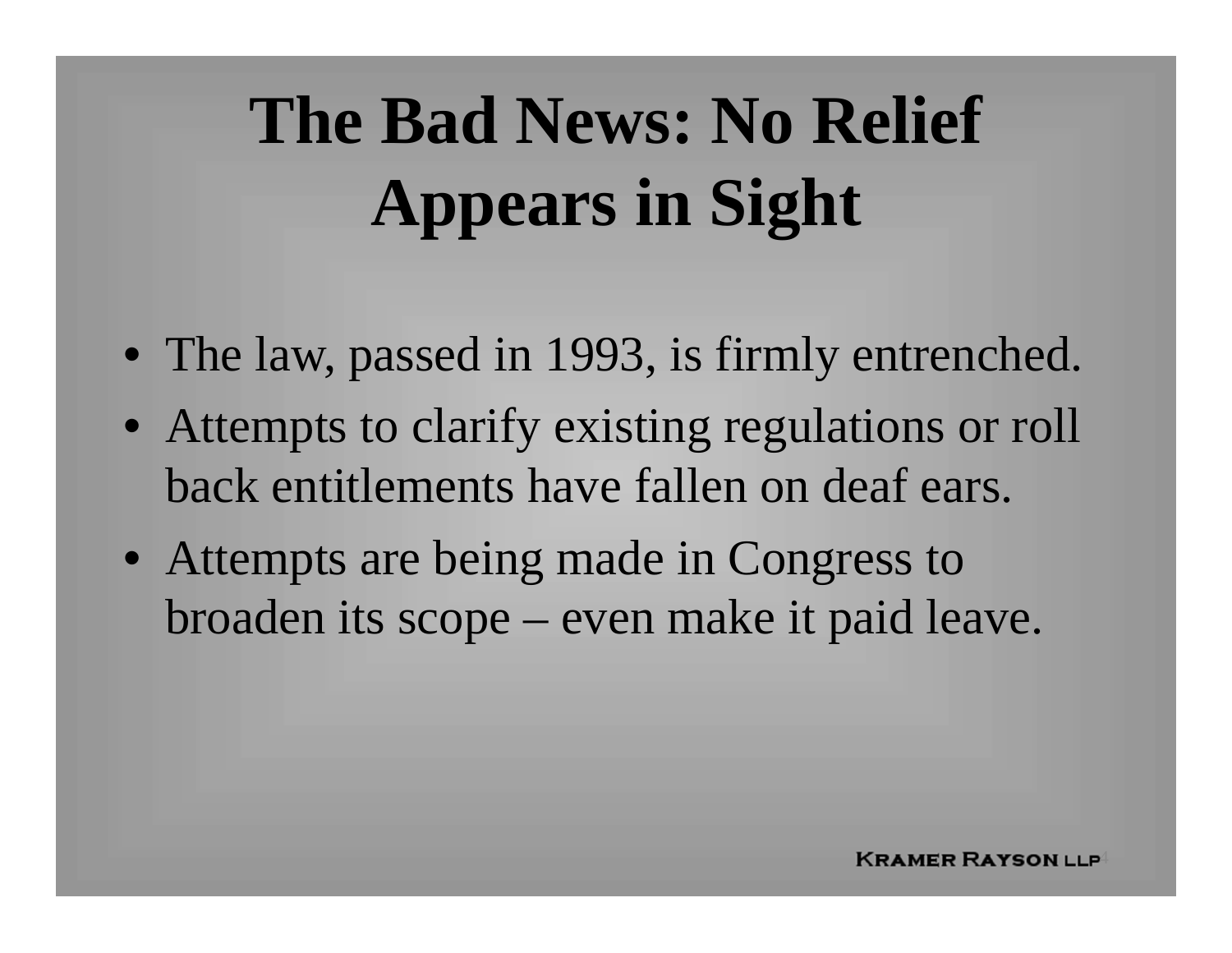# The Bad News: No Relief Appears in Sight

- The law, passed in 1993, is firmly entrenched.
- Attempts to clarify existing regulations or roll back entitlements have fallen on deaf ears.
- Attempts are being made in Congress to broaden its scope – even make it paid leave.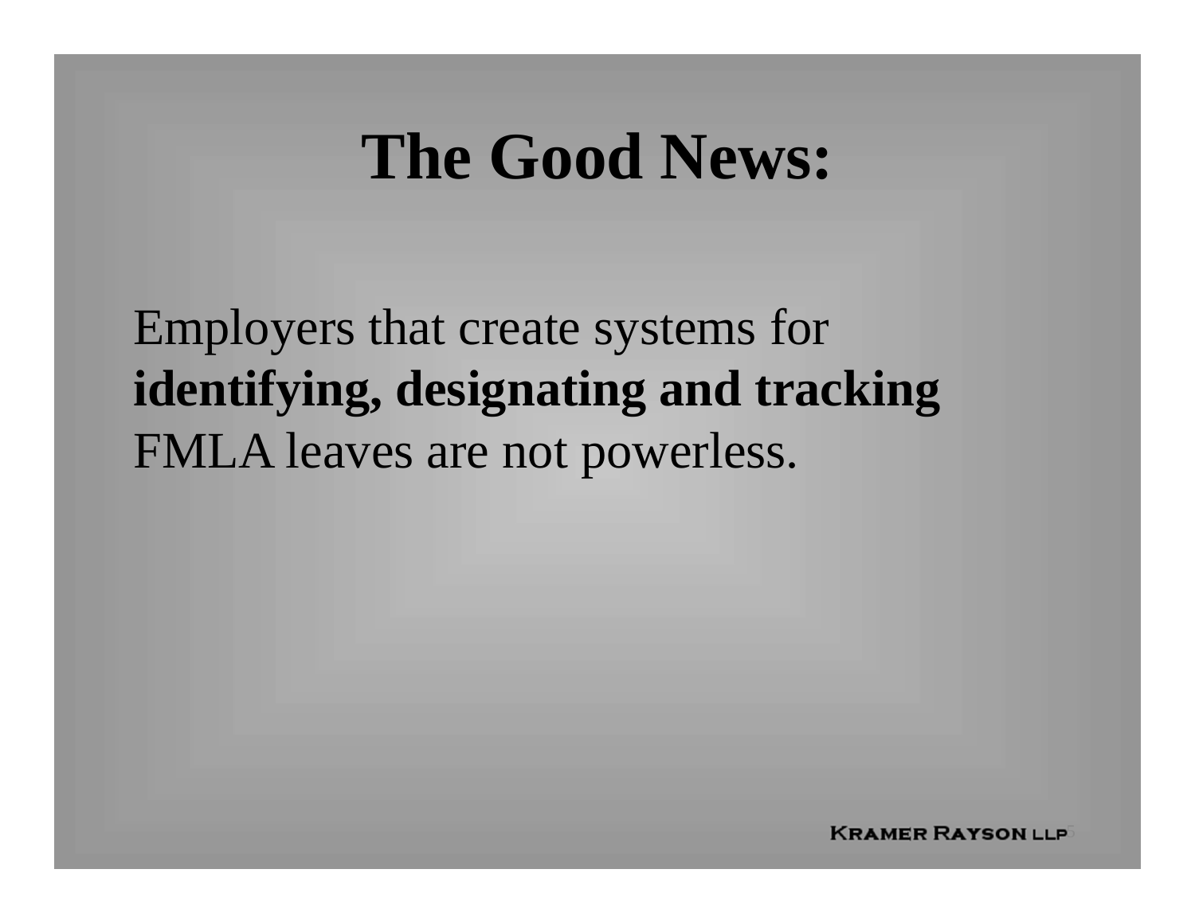# The Good News:

Employers that create systems for **identifying, designating and tracking** FMLA leaves are not powerless.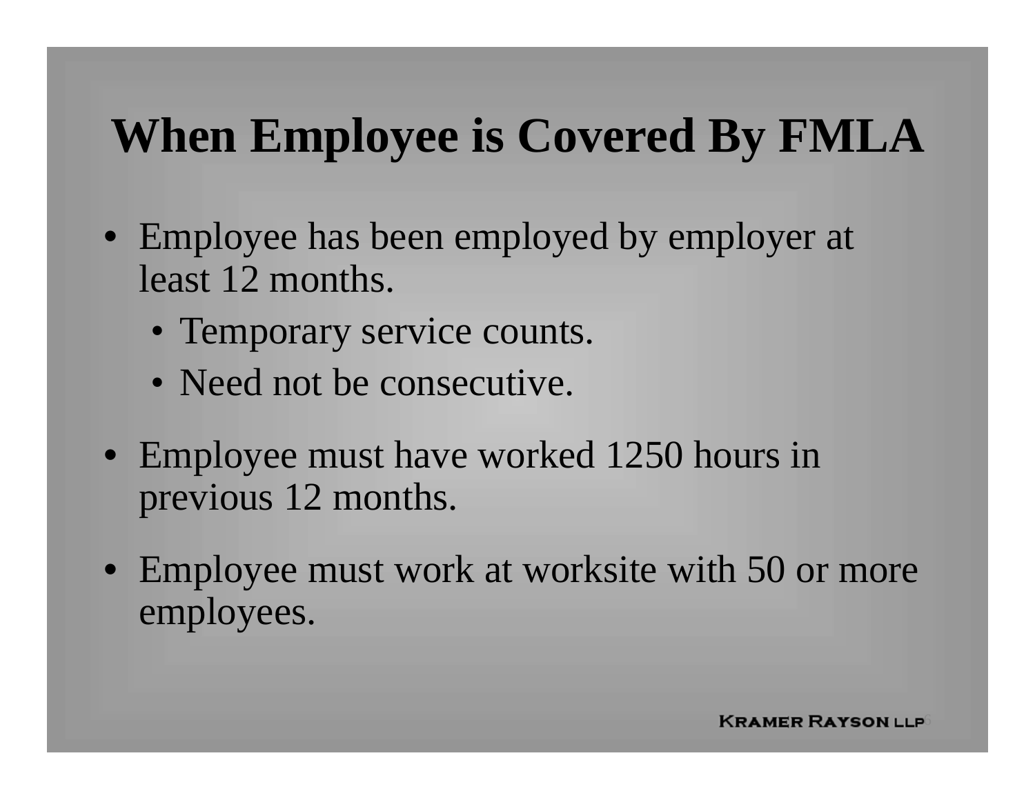# When Employee is Covered By FMLA

- Employee has been employed by employer at least 12 months.
  - Temporary service counts.
  - Need not be consecutive.
- Employee must have worked 1250 hours in previous 12 months.
- Employee must work at worksite with 50 or more employees.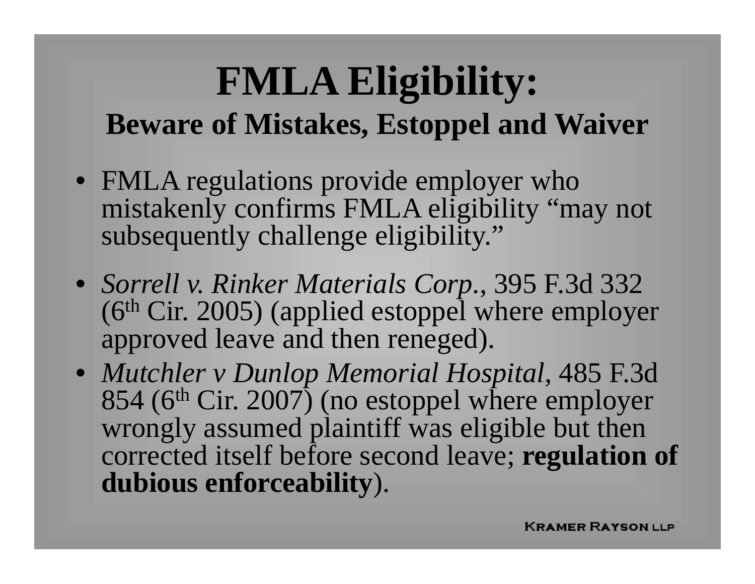# FMLA Eligibility:

## Beware of Mistakes, Estoppel and Waiver

- FMLA regulations provide employer who mistakenly confirms FMLA eligibility "may not subsequently challenge eligibility."
- *Sorrell v. Rinker Materials Corp.*, 395 F.3d 332 (6th Cir. 2005) (applied estoppel where employer approved leave and then reneged).
- *Mutchler v Dunlop Memorial Hospital*, 485 F.3d 854 (6th Cir. 2007) (no estoppel where employer wrongly assumed plaintiff was eligible but then corrected itself before second leave; **regulation of dubious enforceability**).

KRAMER RAYSON LLP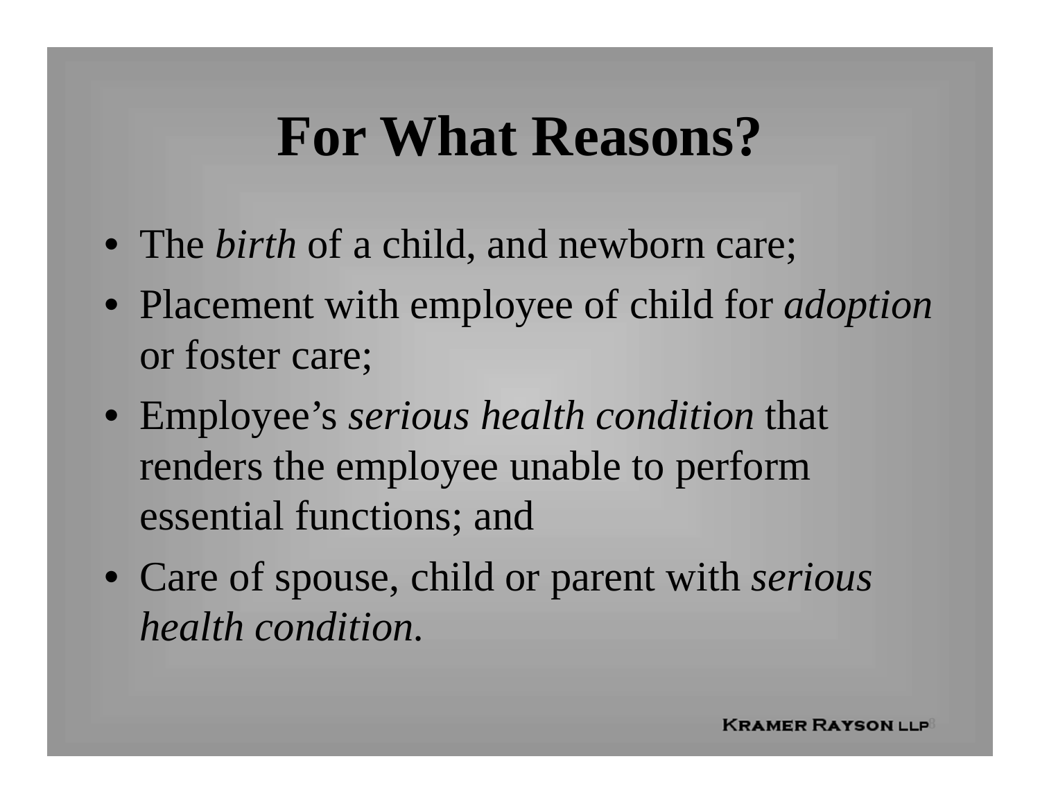# For What Reasons?

- The *birth* of a child, and newborn care;
- Placement with employee of child for *adoption* or foster care;
- Employee's *serious health condition* that renders the employee unable to perform essential functions; and
- Care of spouse, child or parent with *serious health condition.*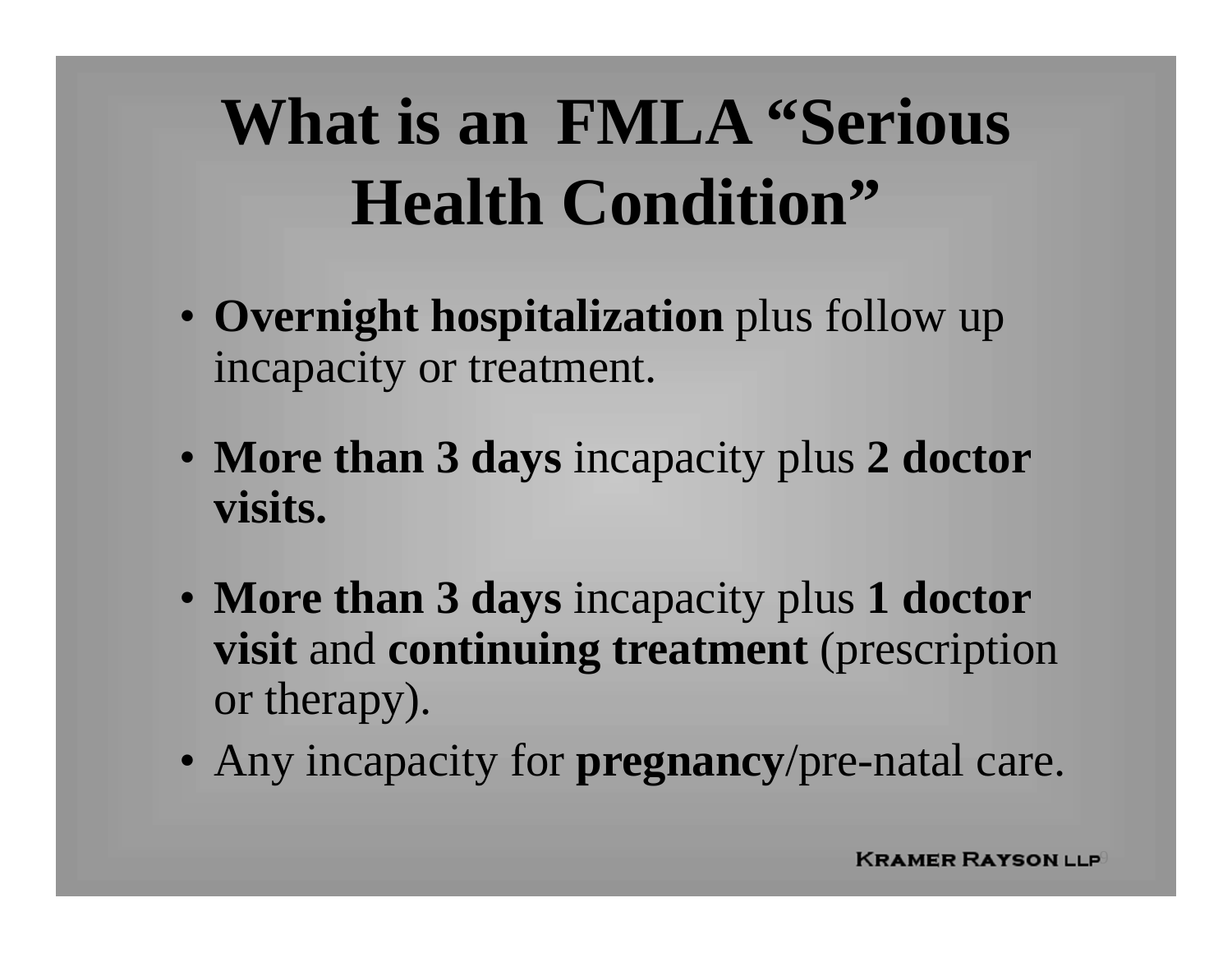# What is an FMLA "Serious Health Condition"

- **Overnight hospitalization** plus follow up incapacity or treatment.
- **More than 3 days** incapacity plus **2 doctor visits.**
- **More than 3 days** incapacity plus **1 doctor visit** and **continuing treatment** (prescription or therapy).
- Any incapacity for **pregnancy**/pre-natal care.

KRAMER RAYSON LLP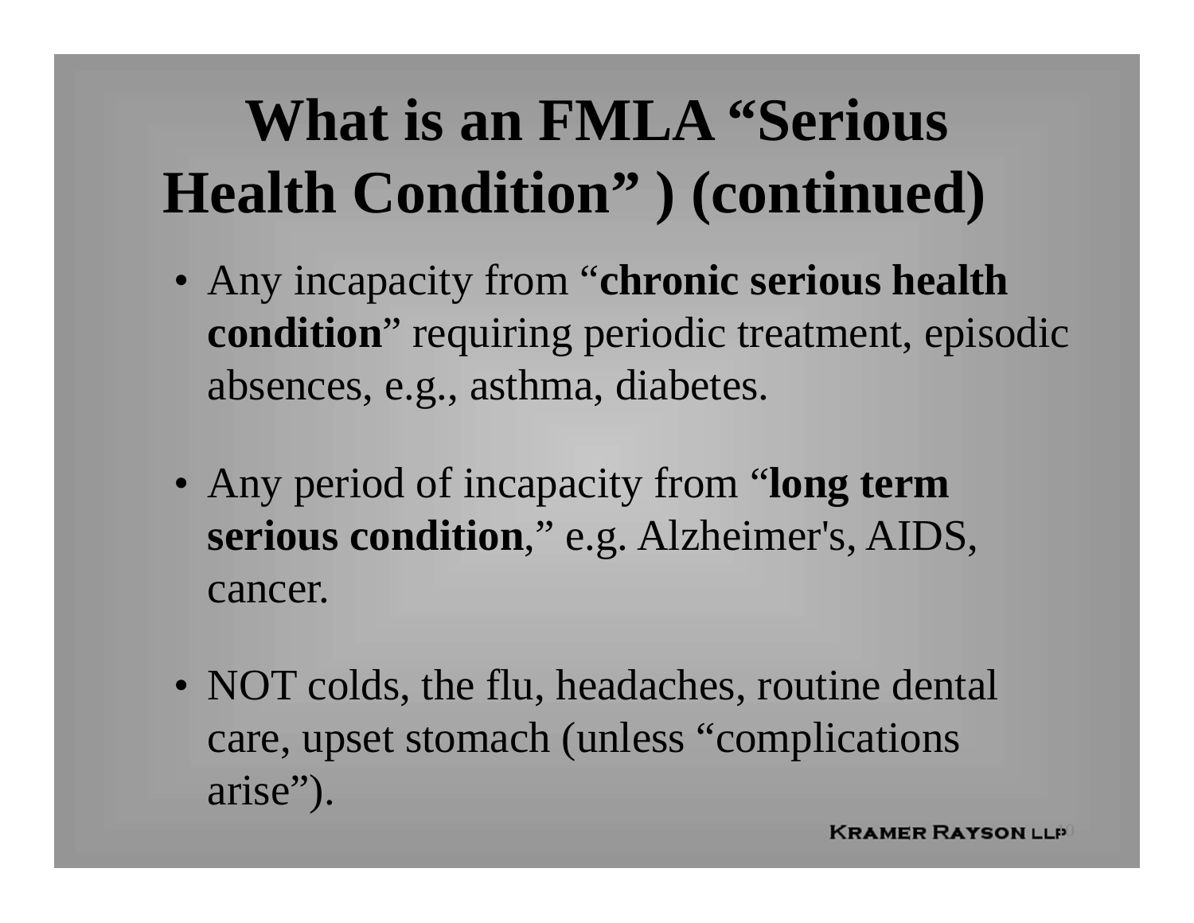# What is an FMLA "Serious Health Condition" ) (continued)

- Any incapacity from "**chronic serious health condition**" requiring periodic treatment, episodic absences, e.g., asthma, diabetes.

- Any period of incapacity from "**long term serious condition**," e.g. Alzheimer's, AIDS, cancer.

- NOT colds, the flu, headaches, routine dental care, upset stomach (unless "complications arise").

KRAMER RAYSON LLP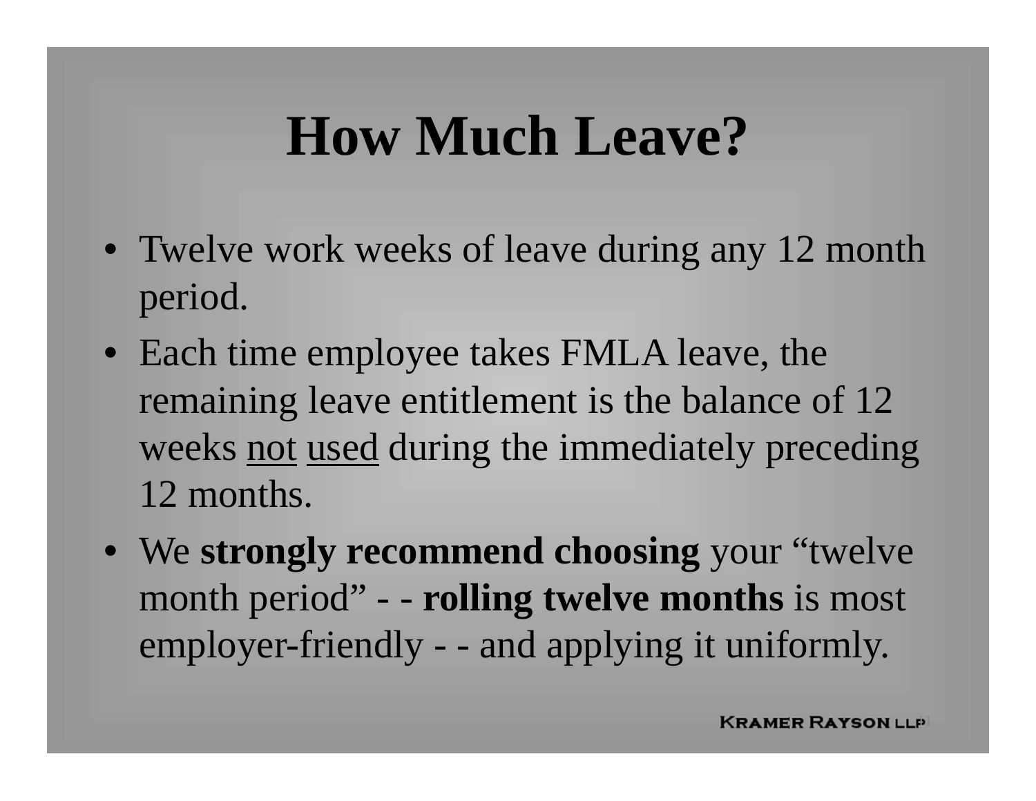# How Much Leave?

- Twelve work weeks of leave during any 12 month period.
- Each time employee takes FMLA leave, the remaining leave entitlement is the balance of 12 weeks <u>not</u> <u>used</u> during the immediately preceding 12 months.
- We **strongly recommend choosing** your "twelve month period" - - **rolling twelve months** is most employer-friendly - - and applying it uniformly.

KRAMER RAYSON LLP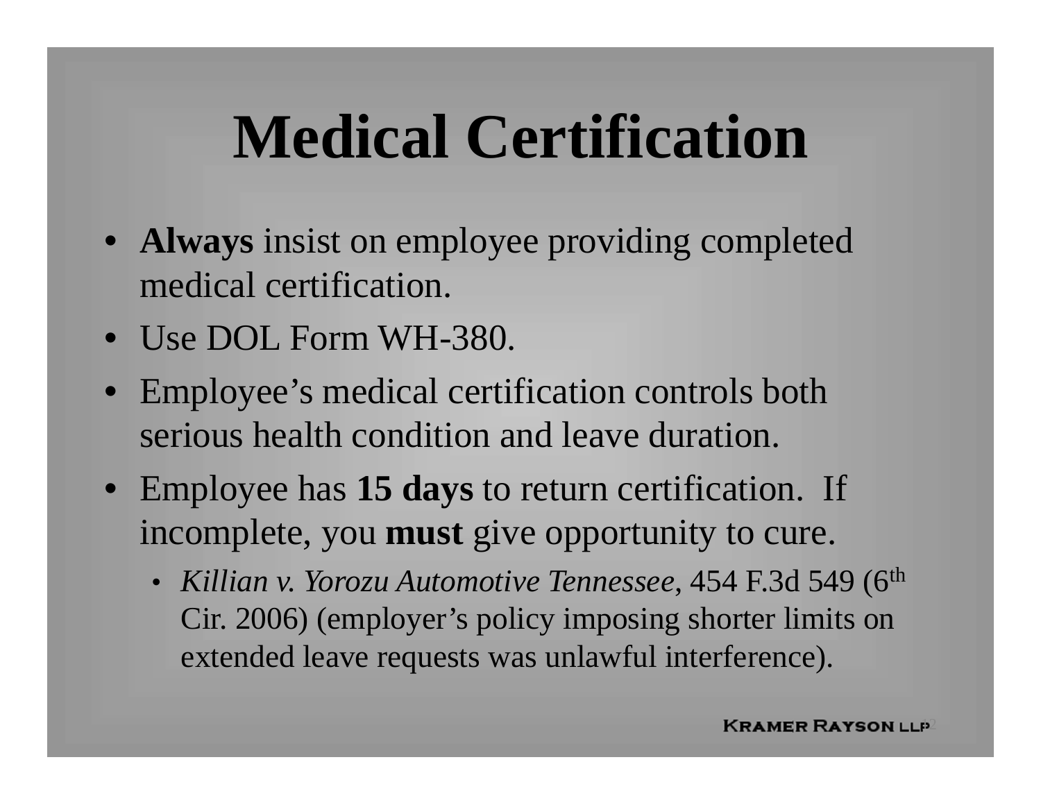# Medical Certification

- **Always** insist on employee providing completed medical certification.
- Use DOL Form WH-380.
- Employee's medical certification controls both serious health condition and leave duration.
- Employee has **15 days** to return certification. If incomplete, you **must** give opportunity to cure.
  - *Killian v. Yorozu Automotive Tennessee*, 454 F.3d 549 (6th Cir. 2006) (employer's policy imposing shorter limits on extended leave requests was unlawful interference).

KRAMER RAYSON LLP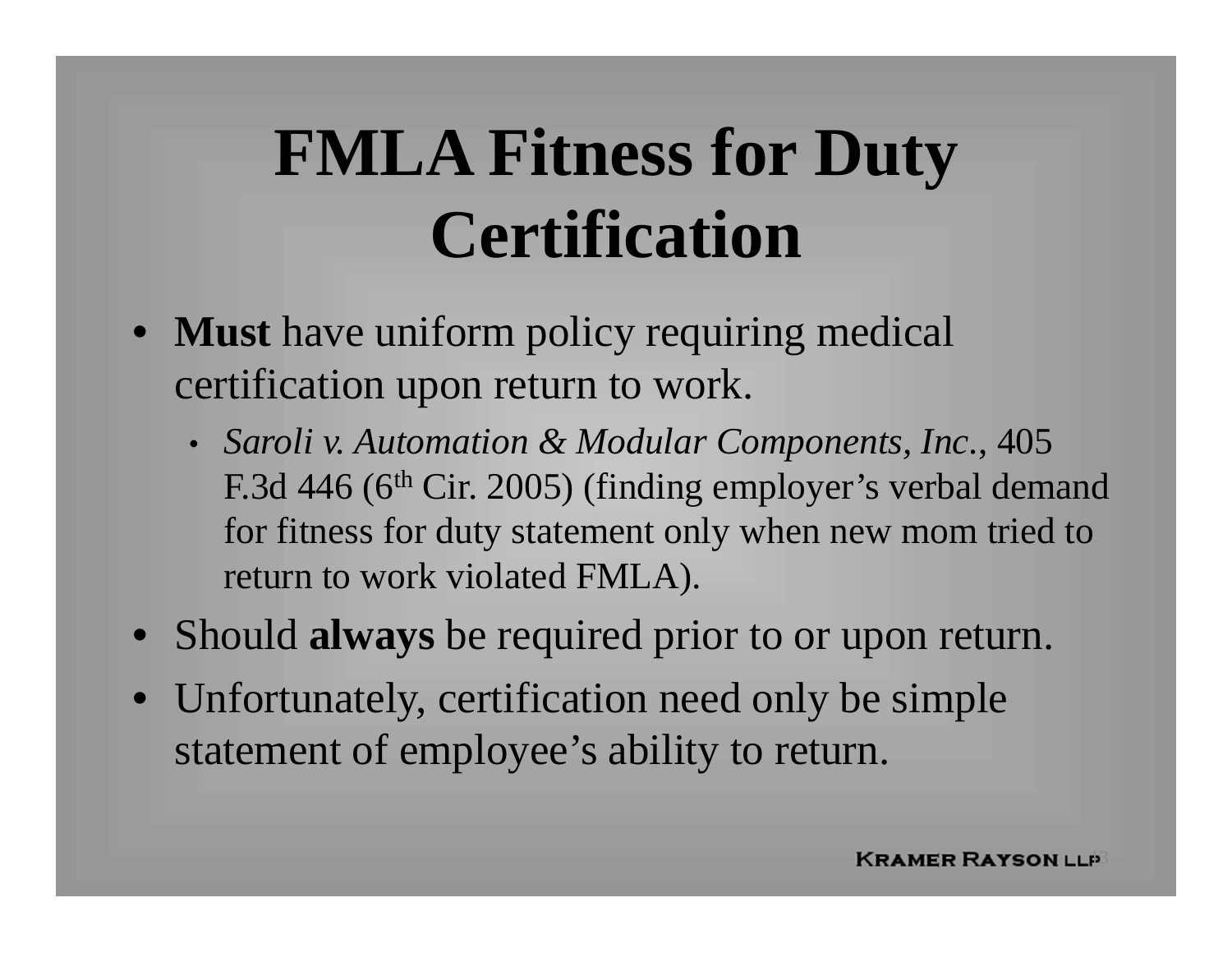# FMLA Fitness for Duty Certification

- **Must** have uniform policy requiring medical certification upon return to work.
  - *Saroli v. Automation & Modular Components, Inc.*, 405 F.3d 446 (6th Cir. 2005) (finding employer's verbal demand for fitness for duty statement only when new mom tried to return to work violated FMLA).
- Should **always** be required prior to or upon return.
- Unfortunately, certification need only be simple statement of employee's ability to return.

KRAMER RAYSON LLP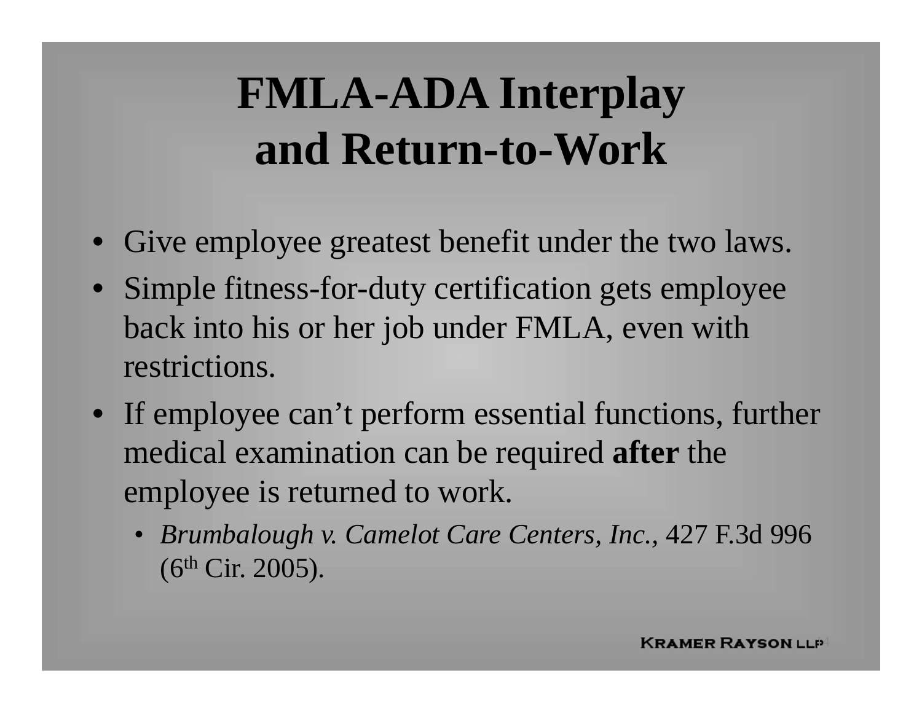# FMLA-ADA Interplay and Return-to-Work

- Give employee greatest benefit under the two laws.
- Simple fitness-for-duty certification gets employee back into his or her job under FMLA, even with restrictions.
- If employee can't perform essential functions, further medical examination can be required **after** the employee is returned to work.
  - *Brumbalough v. Camelot Care Centers, Inc.*, 427 F.3d 996 (6th Cir. 2005).

KRAMER RAYSON LLP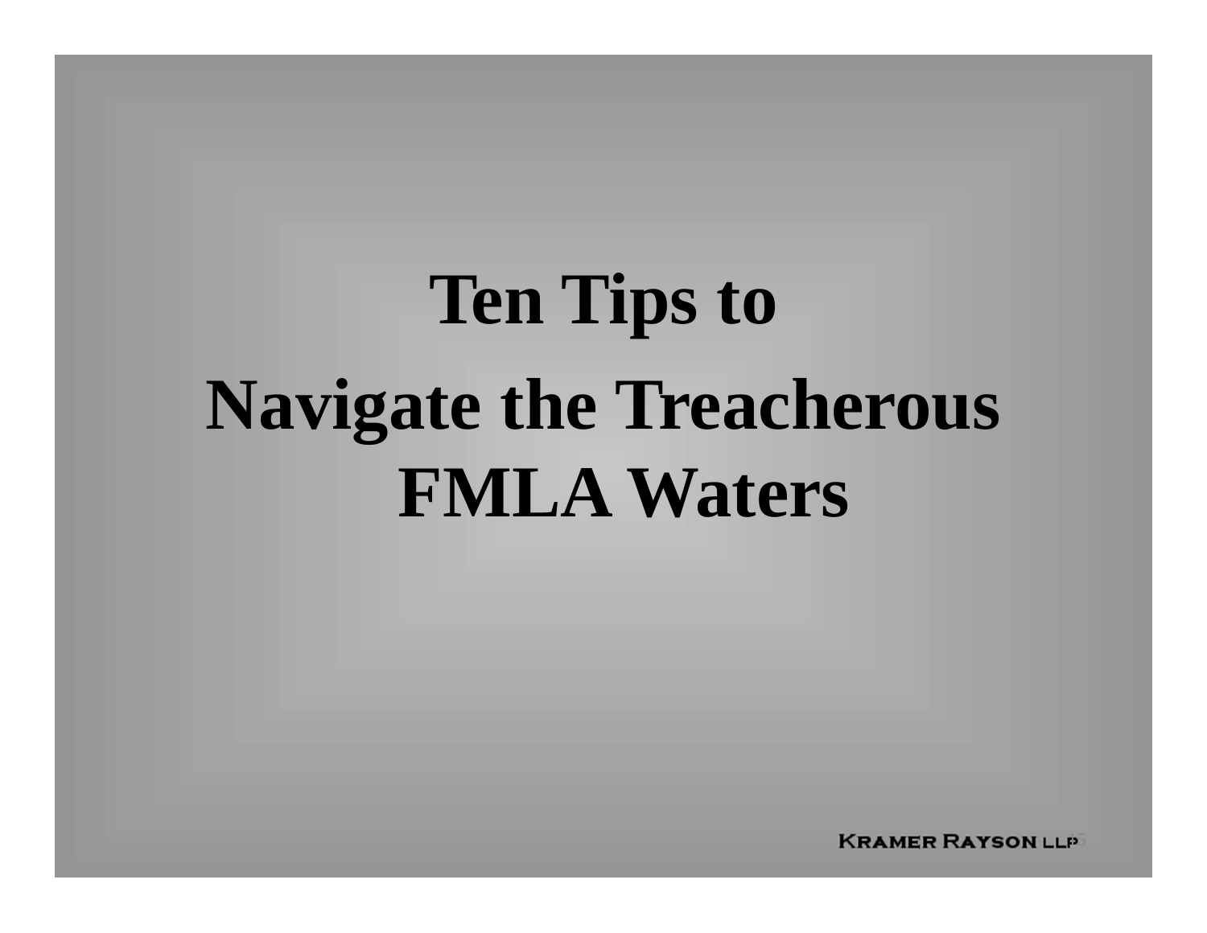# Ten Tips to Navigate the Treacherous FMLA Waters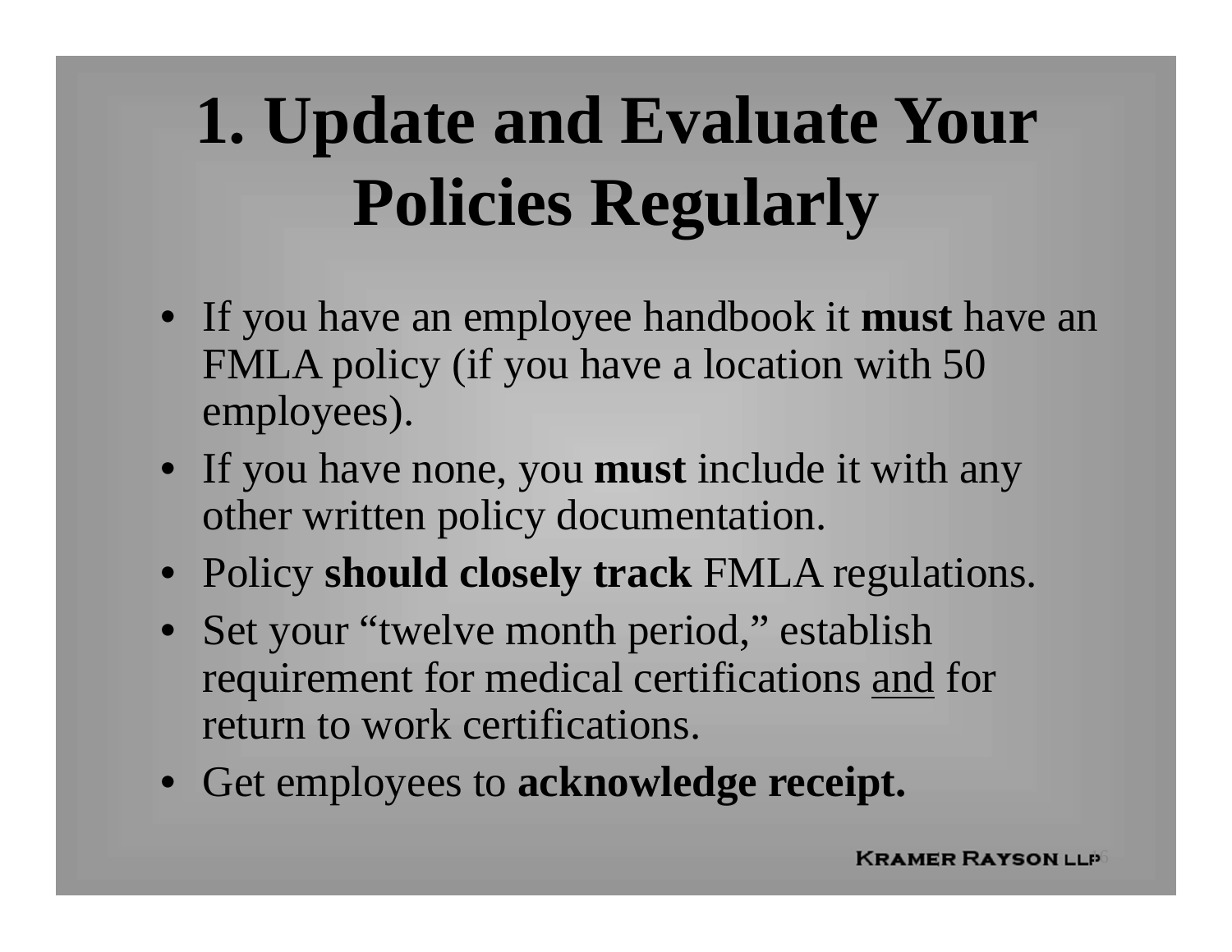# 1. Update and Evaluate Your Policies Regularly

- If you have an employee handbook it **must** have an FMLA policy (if you have a location with 50 employees).
- If you have none, you **must** include it with any other written policy documentation.
- Policy **should closely track** FMLA regulations.
- Set your "twelve month period," establish requirement for medical certifications <u>and</u> for return to work certifications.
- Get employees to **acknowledge receipt.**

KRAMER RAYSON LLP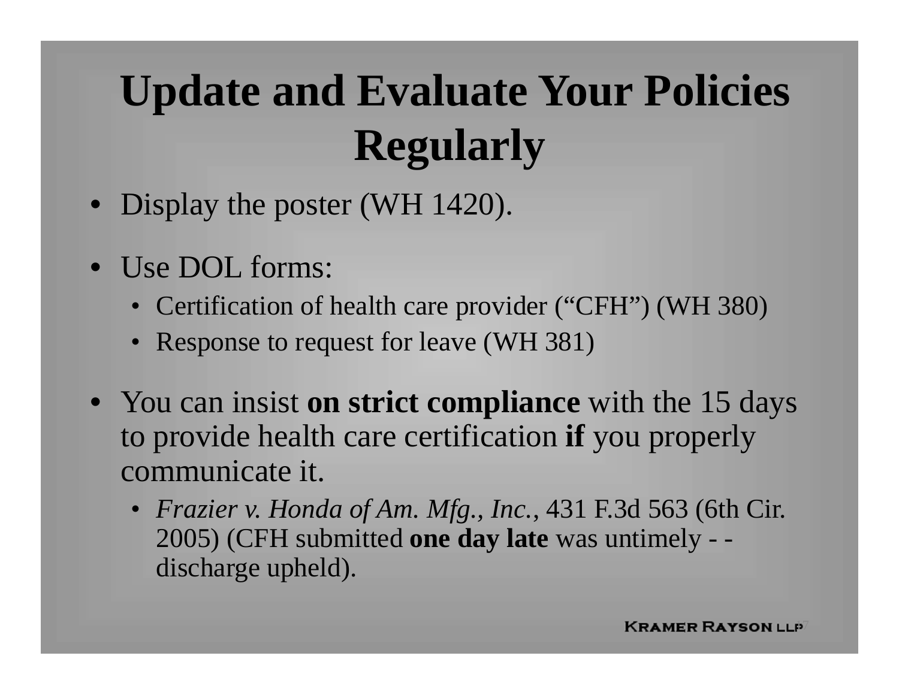# Update and Evaluate Your Policies Regularly

- Display the poster (WH 1420).
- Use DOL forms:
  - Certification of health care provider ("CFH") (WH 380)
  - Response to request for leave (WH 381)
- You can insist **on strict compliance** with the 15 days to provide health care certification **if** you properly communicate it.
  - *Frazier v. Honda of Am. Mfg., Inc.*, 431 F.3d 563 (6th Cir. 2005) (CFH submitted **one day late** was untimely - - discharge upheld).

KRAMER RAYSON LLP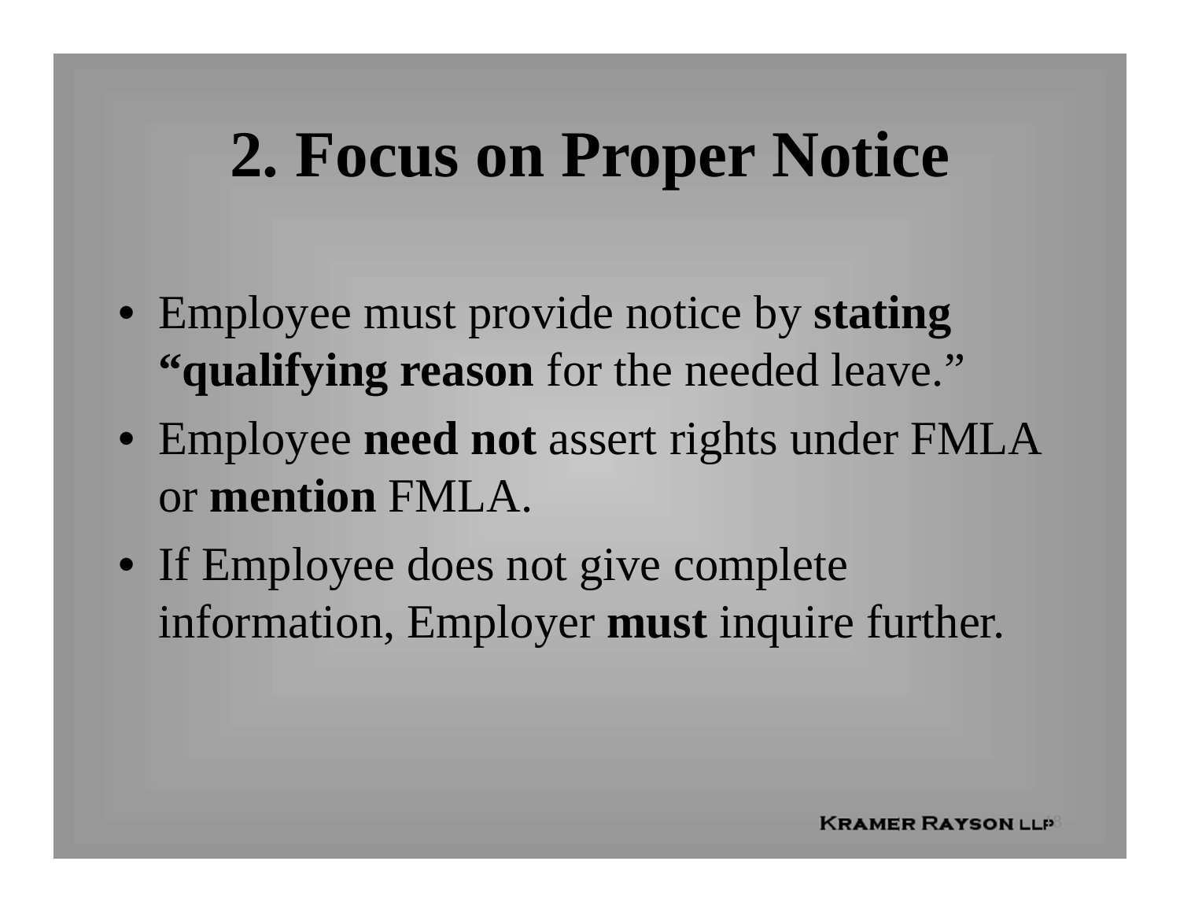# 2. Focus on Proper Notice

- Employee must provide notice by **stating "qualifying reason** for the needed leave."
- Employee **need not** assert rights under FMLA or **mention** FMLA.
- If Employee does not give complete information, Employer **must** inquire further.

KRAMER RAYSON LLP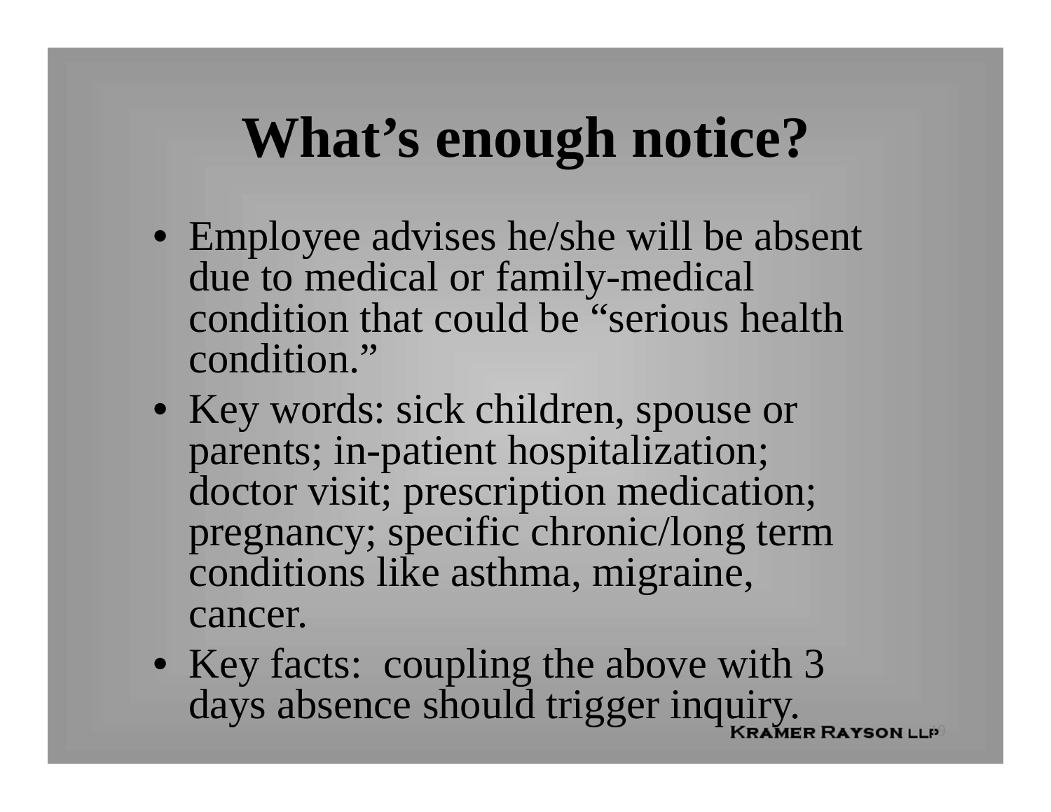# What's enough notice?

- Employee advises he/she will be absent due to medical or family-medical condition that could be "serious health condition."
- Key words: sick children, spouse or parents; in-patient hospitalization; doctor visit; prescription medication; pregnancy; specific chronic/long term conditions like asthma, migraine, cancer.
- Key facts: coupling the above with 3 days absence should trigger inquiry.

Kramer Rayson LLP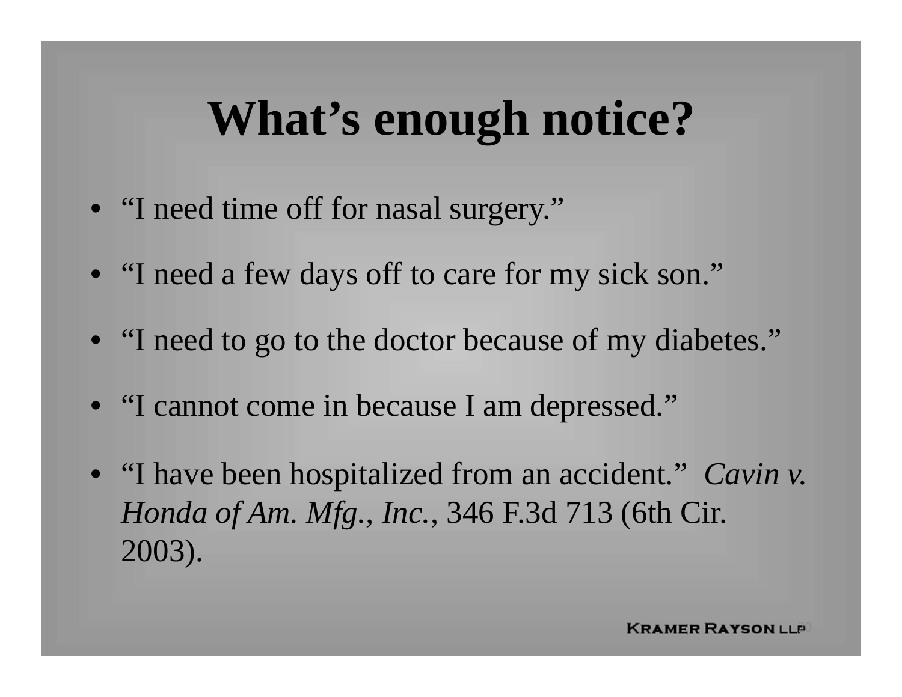# What's enough notice?

- "I need time off for nasal surgery."
- "I need a few days off to care for my sick son."
- "I need to go to the doctor because of my diabetes."
- "I cannot come in because I am depressed."
- "I have been hospitalized from an accident." *Cavin v. Honda of Am. Mfg., Inc.*, 346 F.3d 713 (6th Cir. 2003).

KRAMER RAYSON LLP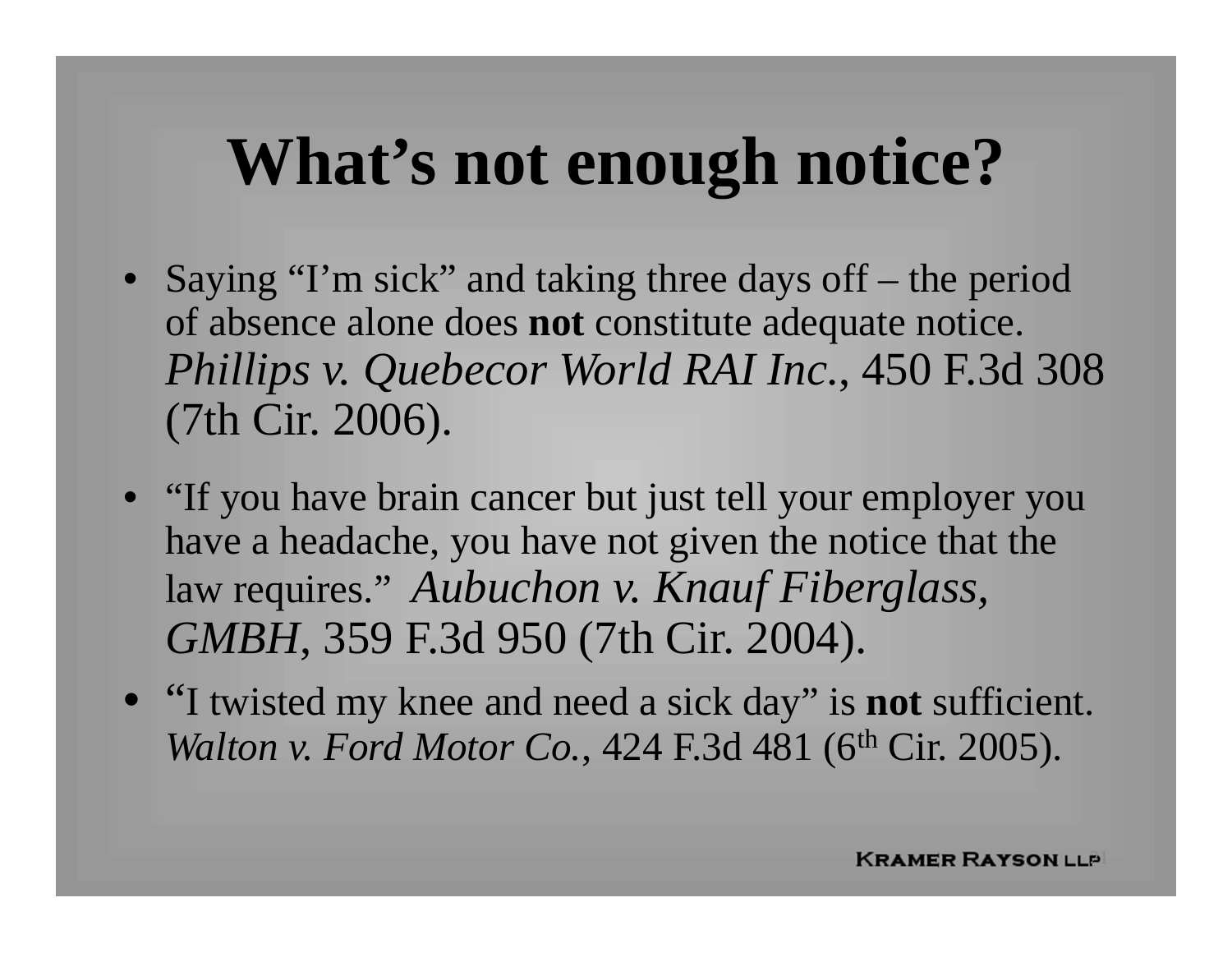# What's not enough notice?

- Saying "I'm sick" and taking three days off – the period of absence alone does **not** constitute adequate notice. *Phillips v. Quebecor World RAI Inc.*, 450 F.3d 308 (7th Cir. 2006).
- "If you have brain cancer but just tell your employer you have a headache, you have not given the notice that the law requires." *Aubuchon v. Knauf Fiberglass, GMBH*, 359 F.3d 950 (7th Cir. 2004).
- "I twisted my knee and need a sick day" is **not** sufficient. *Walton v. Ford Motor Co.*, 424 F.3d 481 (6th Cir. 2005).

KRAMER RAYSON LLP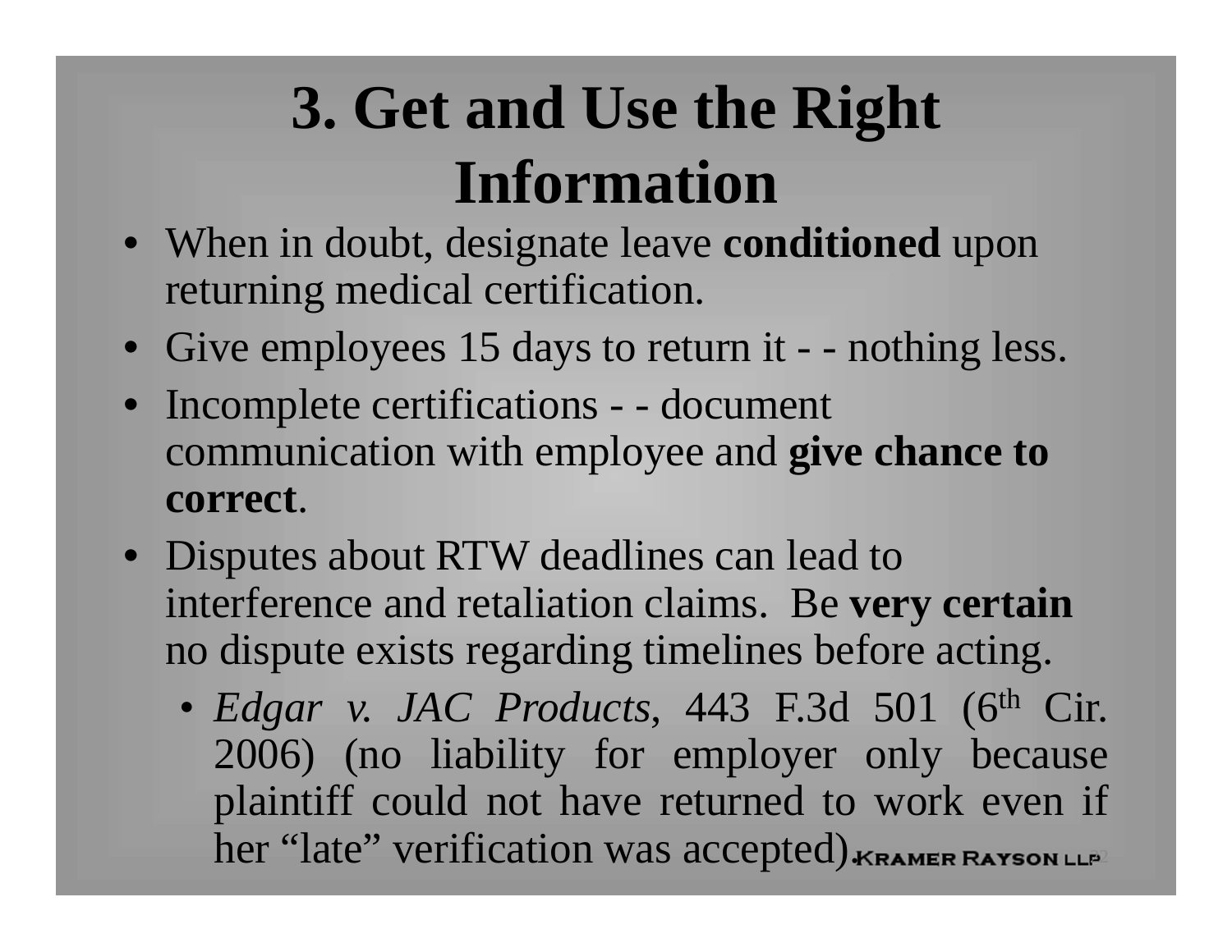# 3. Get and Use the Right Information

- When in doubt, designate leave **conditioned** upon returning medical certification.
- Give employees 15 days to return it - - nothing less.
- Incomplete certifications - - document communication with employee and **give chance to correct**.
- Disputes about RTW deadlines can lead to interference and retaliation claims. Be **very certain** no dispute exists regarding timelines before acting.
  - *Edgar v. JAC Products*, 443 F.3d 501 (6th Cir. 2006) (no liability for employer only because plaintiff could not have returned to work even if her "late" verification was accepted).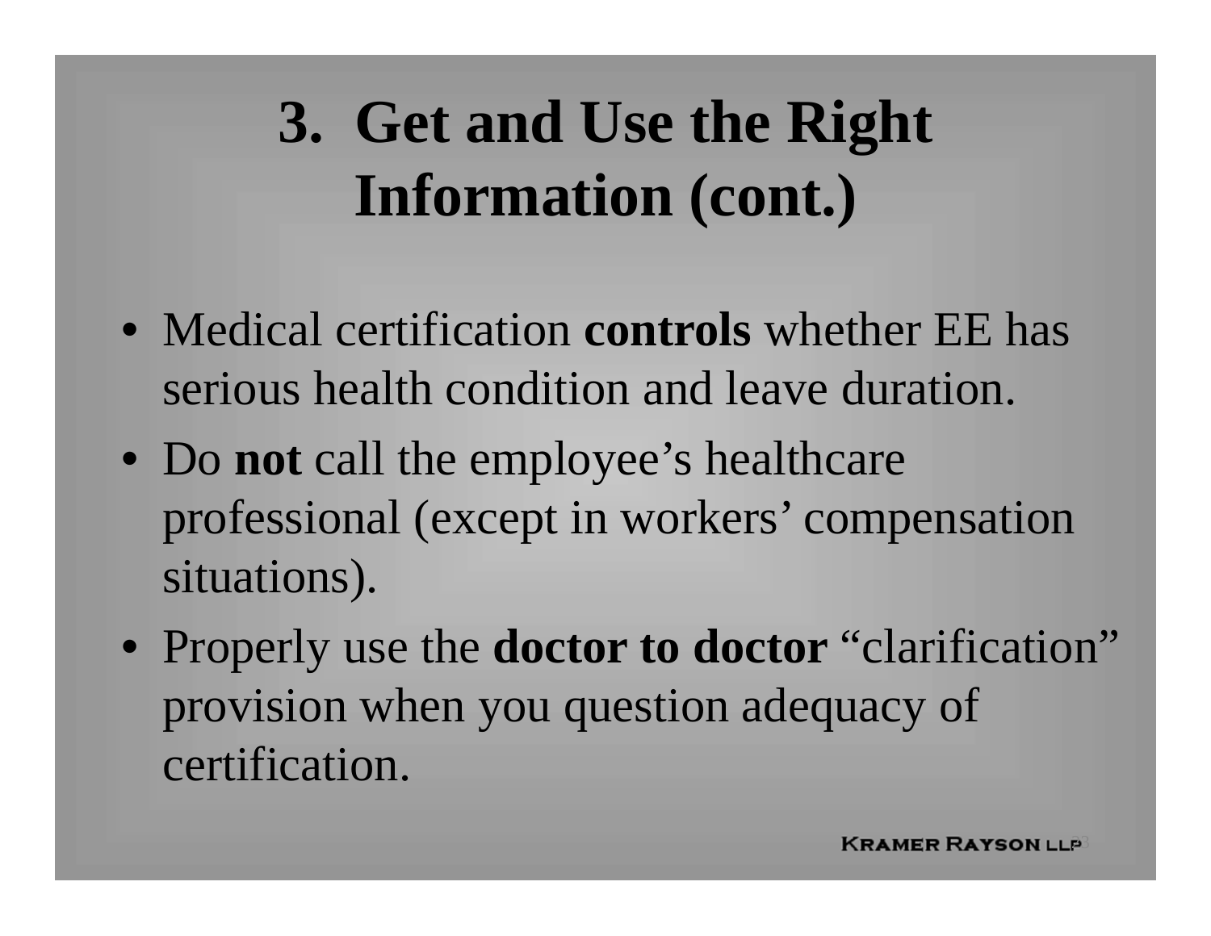# 3. Get and Use the Right Information (cont.)

- Medical certification **controls** whether EE has serious health condition and leave duration.
- Do **not** call the employee's healthcare professional (except in workers' compensation situations).
- Properly use the **doctor to doctor** "clarification" provision when you question adequacy of certification.

KRAMER RAYSON LLP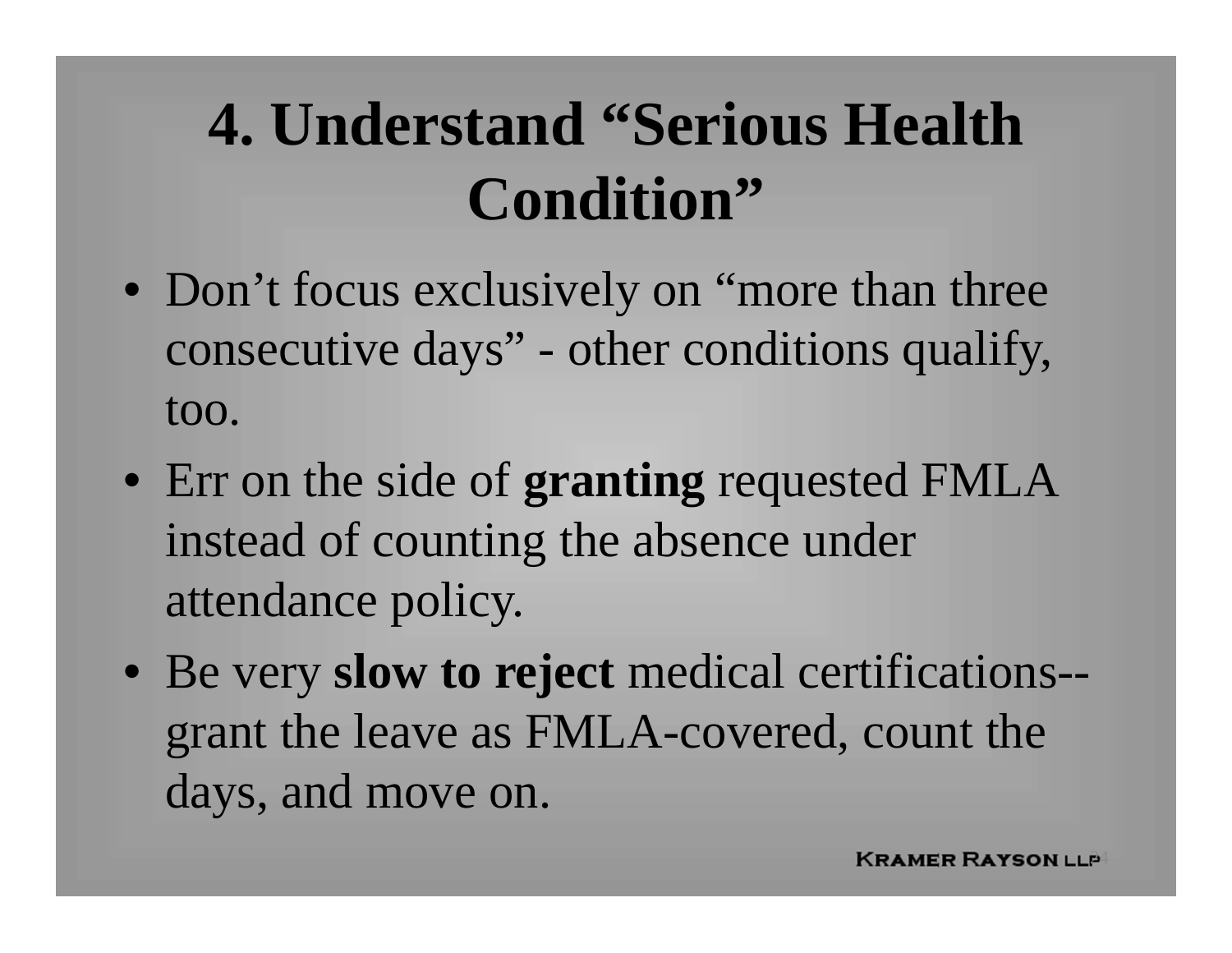# 4. Understand "Serious Health Condition"

- Don't focus exclusively on "more than three consecutive days" - other conditions qualify, too.
- Err on the side of **granting** requested FMLA instead of counting the absence under attendance policy.
- Be very **slow to reject** medical certifications--grant the leave as FMLA-covered, count the days, and move on.

KRAMER RAYSON LLP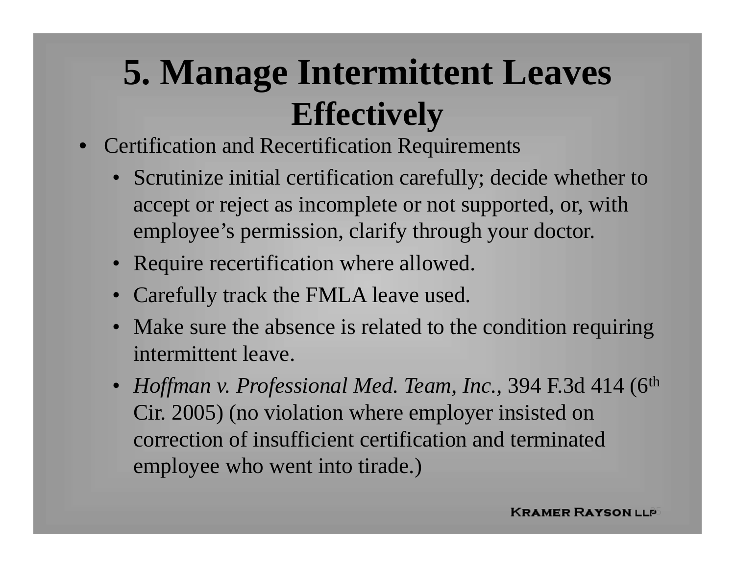# 5. Manage Intermittent Leaves Effectively

- Certification and Recertification Requirements
  - Scrutinize initial certification carefully; decide whether to accept or reject as incomplete or not supported, or, with employee's permission, clarify through your doctor.
  - Require recertification where allowed.
  - Carefully track the FMLA leave used.
  - Make sure the absence is related to the condition requiring intermittent leave.
  - *Hoffman v. Professional Med. Team, Inc.,* 394 F.3d 414 (6th Cir. 2005) (no violation where employer insisted on correction of insufficient certification and terminated employee who went into tirade.)

Kramer Rayson LLP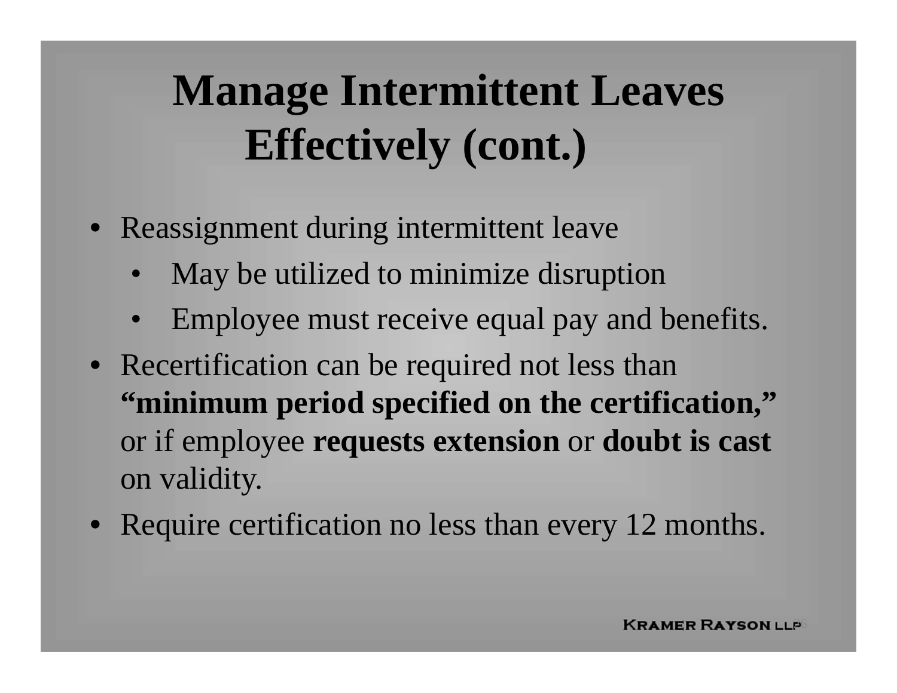# Manage Intermittent Leaves Effectively (cont.)

- Reassignment during intermittent leave
  - May be utilized to minimize disruption
  - Employee must receive equal pay and benefits.
- Recertification can be required not less than **"minimum period specified on the certification,"** or if employee **requests extension** or **doubt is cast** on validity.
- Require certification no less than every 12 months.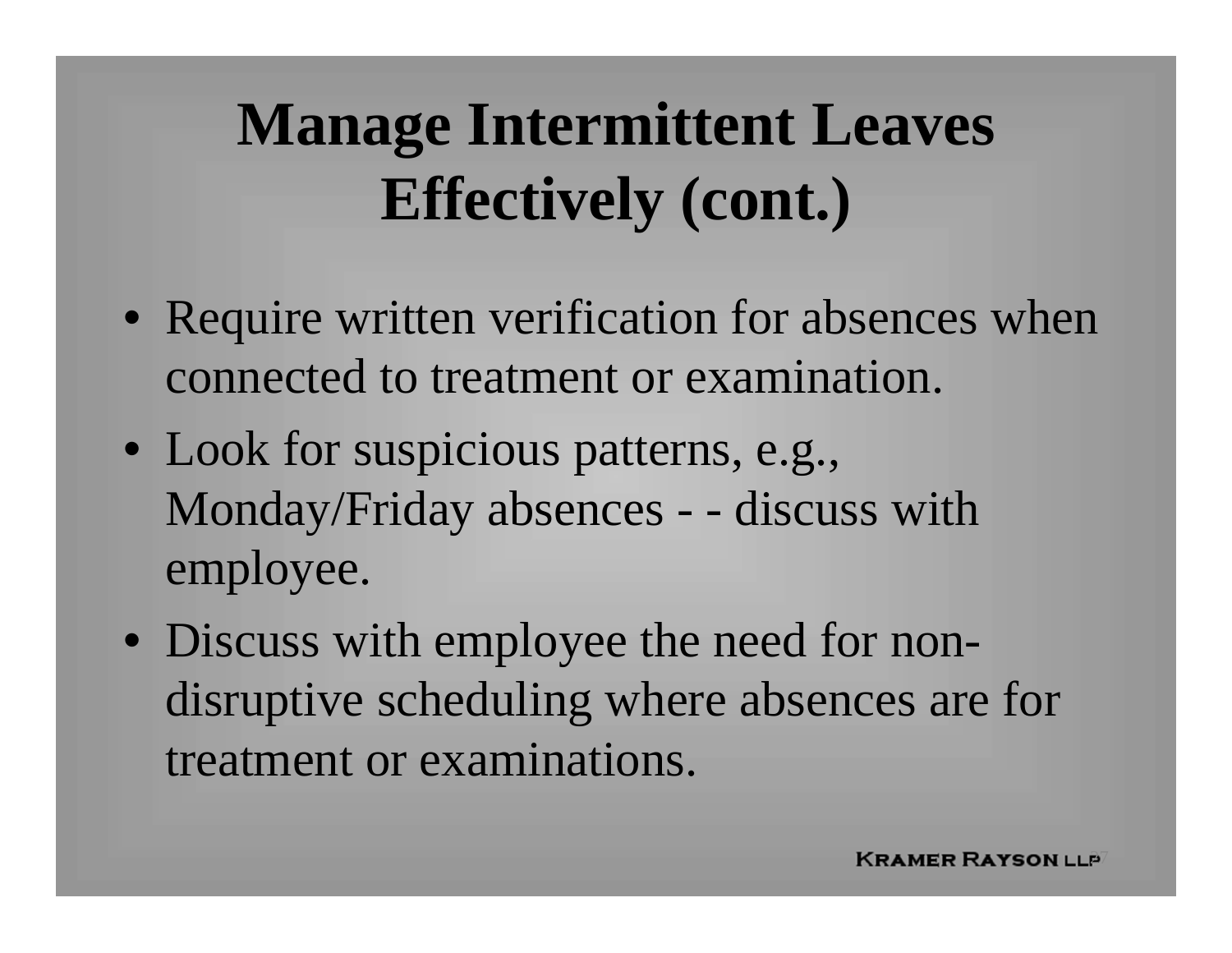# Manage Intermittent Leaves Effectively (cont.)

- Require written verification for absences when connected to treatment or examination.
- Look for suspicious patterns, e.g., Monday/Friday absences - - discuss with employee.
- Discuss with employee the need for non-disruptive scheduling where absences are for treatment or examinations.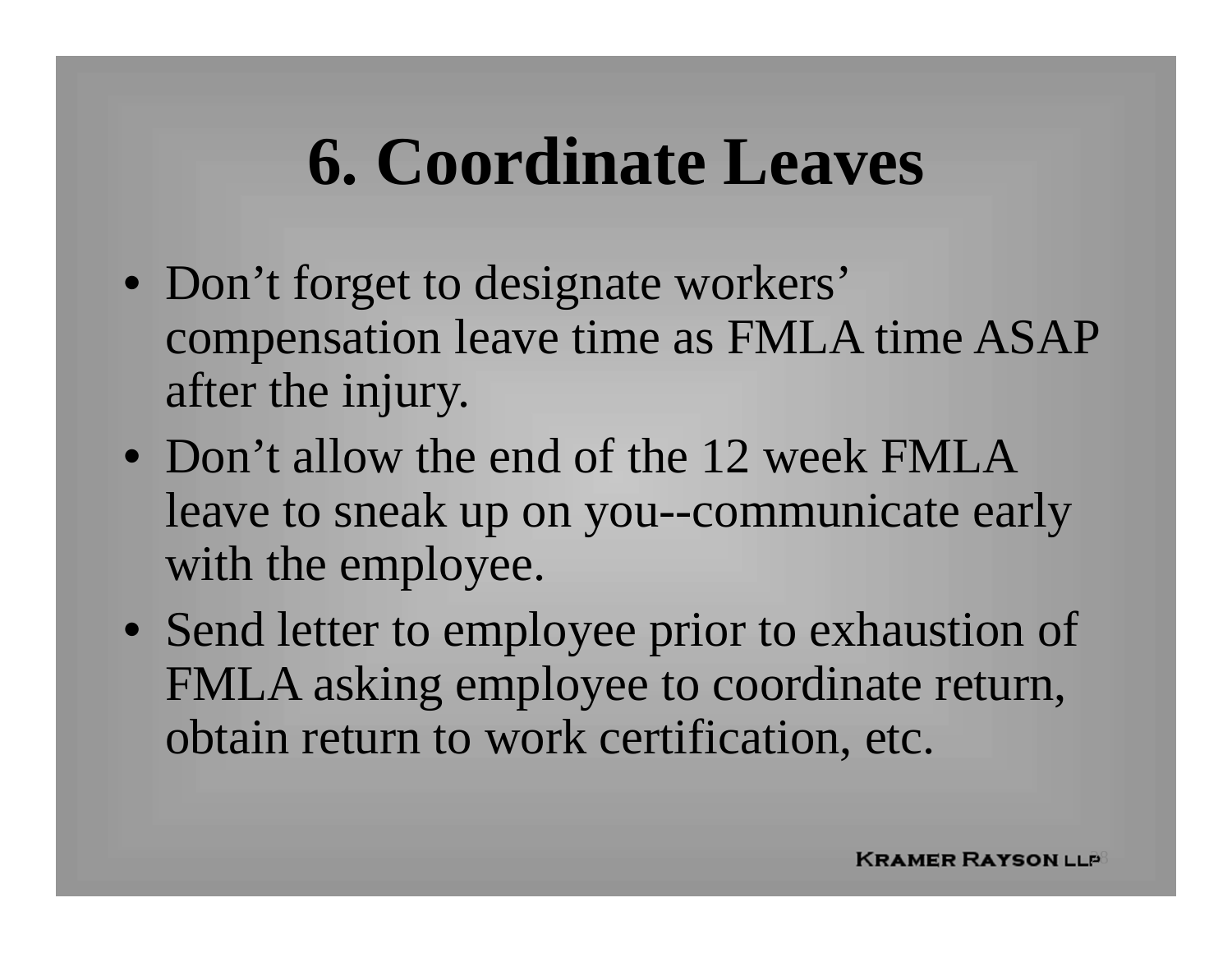# 6. Coordinate Leaves

- Don’t forget to designate workers’ compensation leave time as FMLA time ASAP after the injury.
- Don’t allow the end of the 12 week FMLA leave to sneak up on you--communicate early with the employee.
- Send letter to employee prior to exhaustion of FMLA asking employee to coordinate return, obtain return to work certification, etc.

KRAMER RAYSON LLP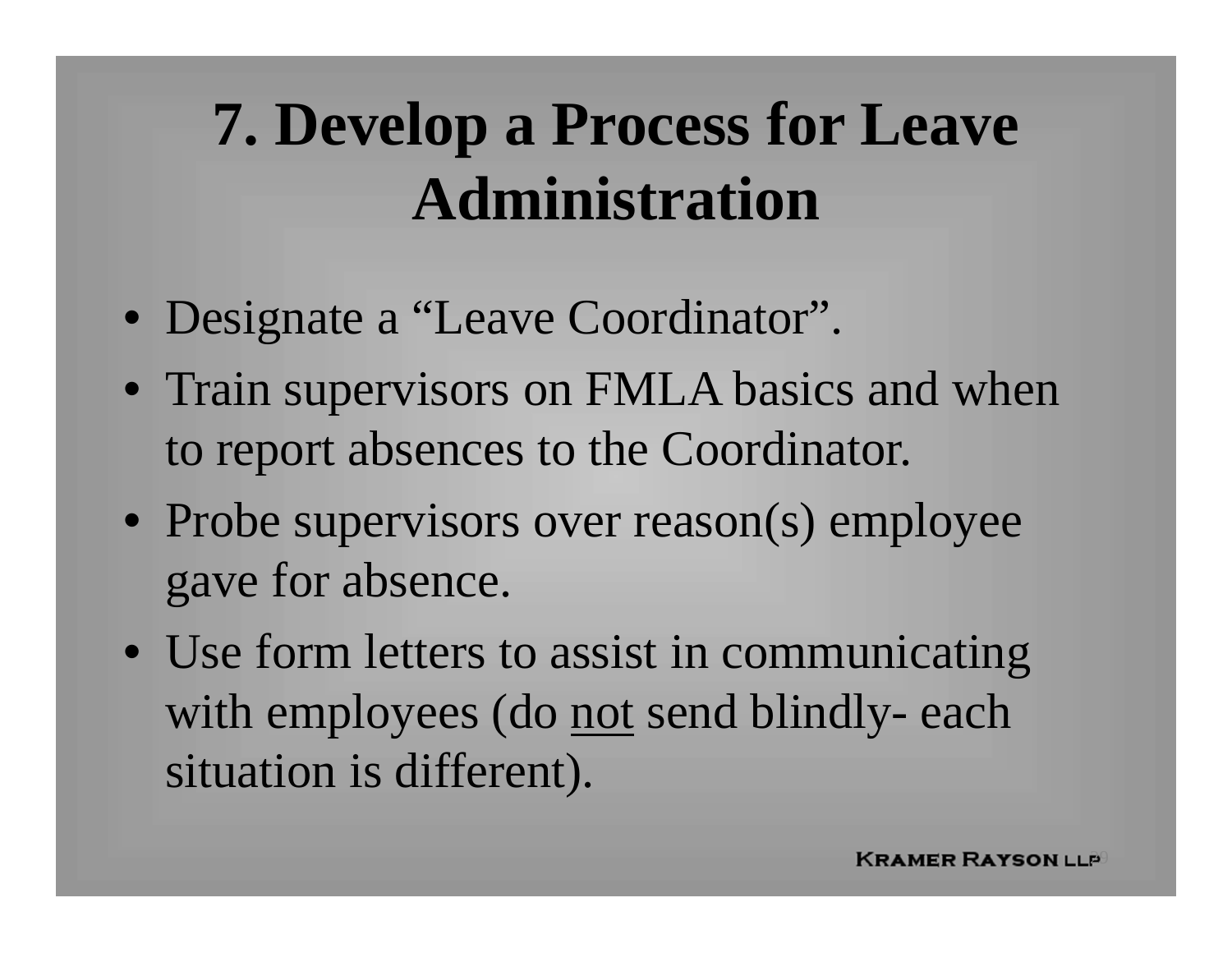# 7. Develop a Process for Leave Administration

- Designate a "Leave Coordinator".
- Train supervisors on FMLA basics and when to report absences to the Coordinator.
- Probe supervisors over reason(s) employee gave for absence.
- Use form letters to assist in communicating with employees (do <u>not</u> send blindly- each situation is different).

KRAMER RAYSON LLP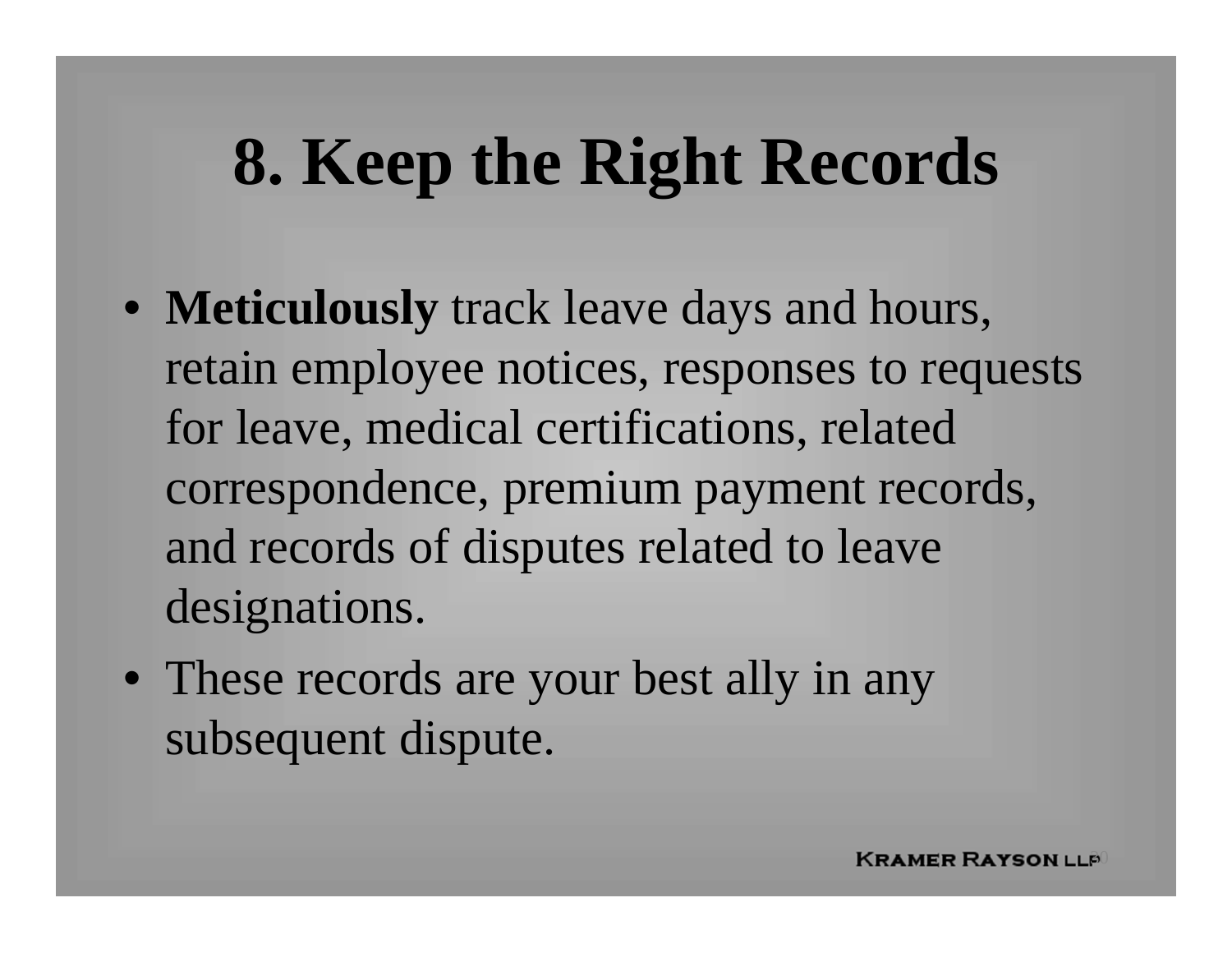# 8. Keep the Right Records

- **Meticulously** track leave days and hours, retain employee notices, responses to requests for leave, medical certifications, related correspondence, premium payment records, and records of disputes related to leave designations.
- These records are your best ally in any subsequent dispute.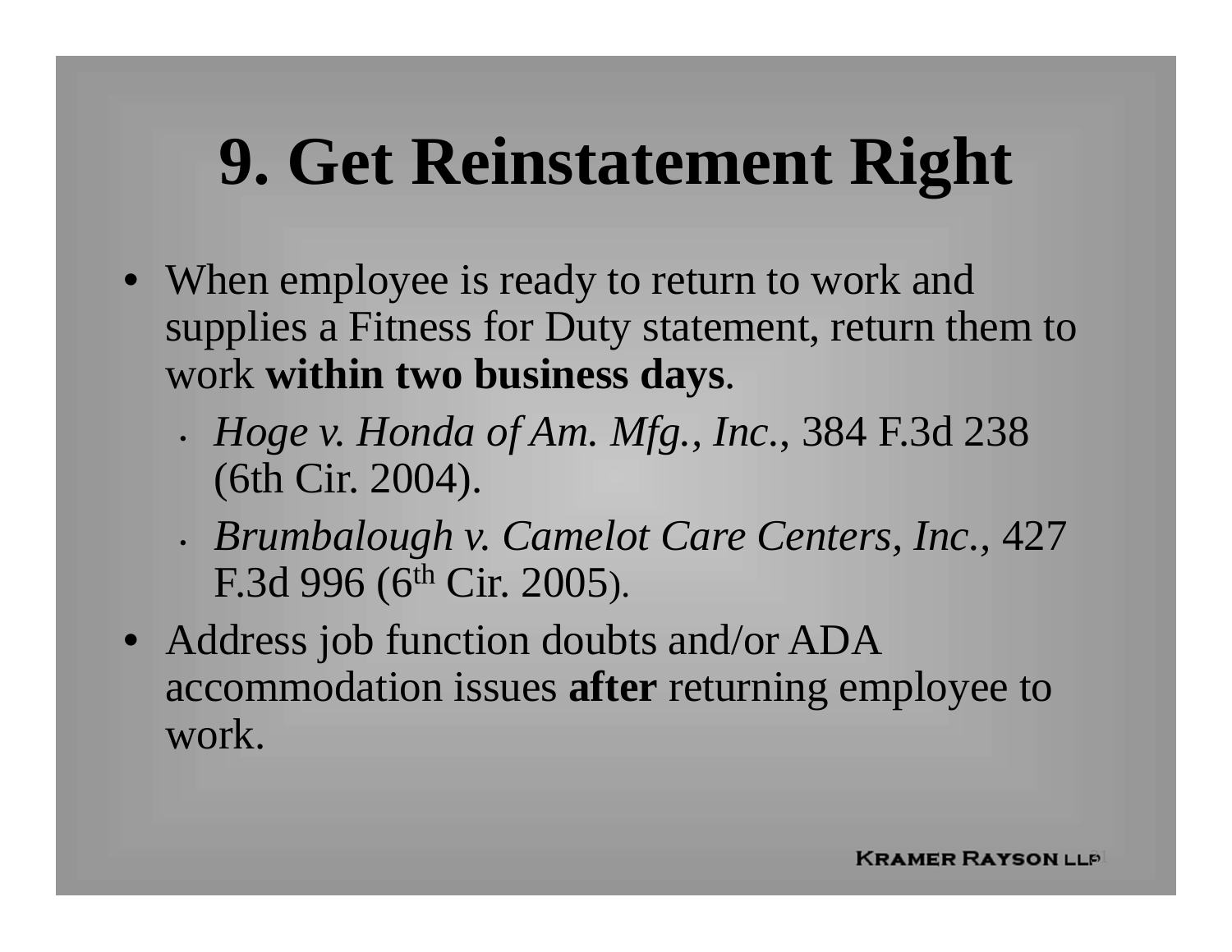# 9. Get Reinstatement Right

- When employee is ready to return to work and supplies a Fitness for Duty statement, return them to work **within two business days**.
  - *Hoge v. Honda of Am. Mfg., Inc.*, 384 F.3d 238 (6th Cir. 2004).
  - *Brumbalough v. Camelot Care Centers, Inc.*, 427 F.3d 996 (6th Cir. 2005).
- Address job function doubts and/or ADA accommodation issues **after** returning employee to work.

KRAMER RAYSON LLP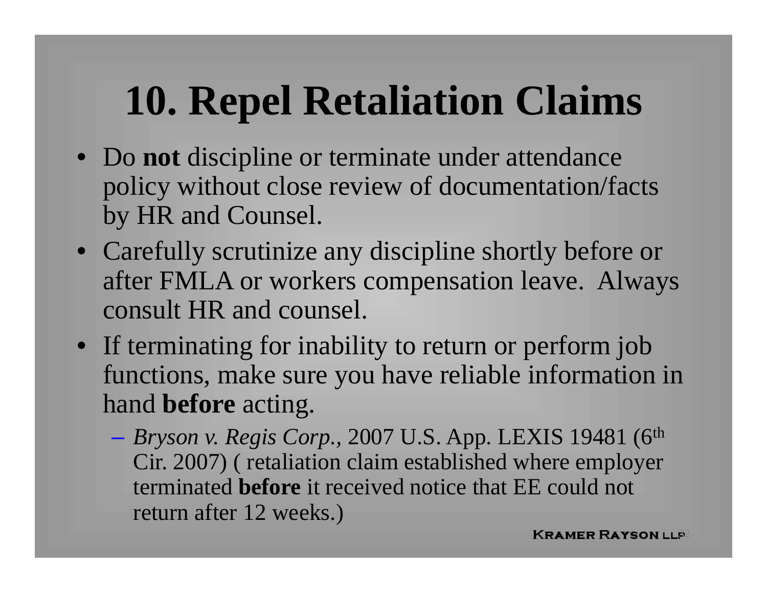# 10. Repel Retaliation Claims

- Do **not** discipline or terminate under attendance policy without close review of documentation/facts by HR and Counsel.
- Carefully scrutinize any discipline shortly before or after FMLA or workers compensation leave. Always consult HR and counsel.
- If terminating for inability to return or perform job functions, make sure you have reliable information in hand **before** acting.
  - *Bryson v. Regis Corp.*, 2007 U.S. App. LEXIS 19481 (6th Cir. 2007) ( retaliation claim established where employer terminated **before** it received notice that EE could not return after 12 weeks.)

KRAMER RAYSON LLP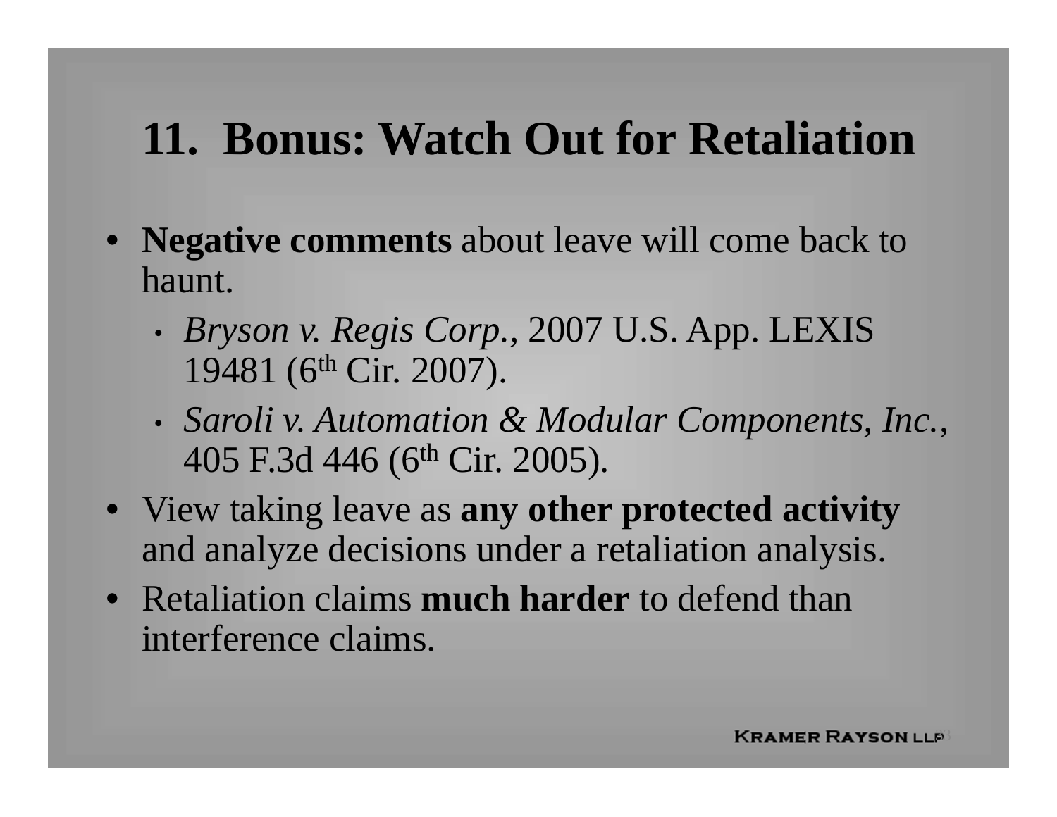# 11. Bonus: Watch Out for Retaliation

- **Negative comments** about leave will come back to haunt.
  - *Bryson v. Regis Corp.*, 2007 U.S. App. LEXIS 19481 (6th Cir. 2007).
  - *Saroli v. Automation & Modular Components, Inc.*, 405 F.3d 446 (6th Cir. 2005).
- View taking leave as **any other protected activity** and analyze decisions under a retaliation analysis.
- Retaliation claims **much harder** to defend than interference claims.

KRAMER RAYSON LLP